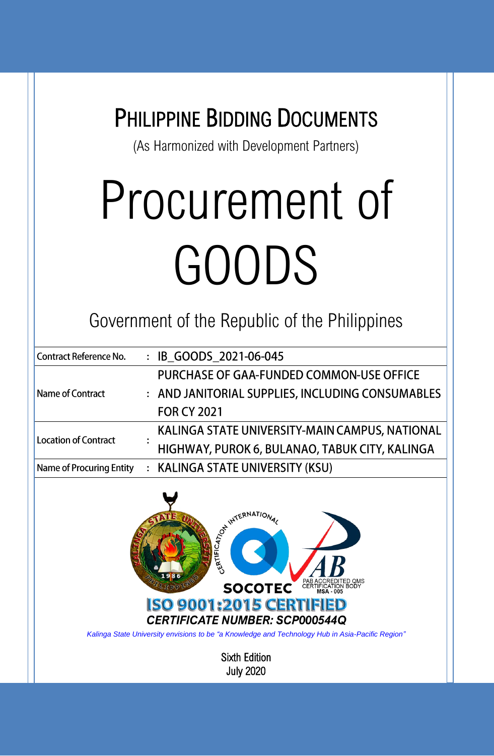# PHILIPPINE BIDDING DOCUMENTS

(As Harmonized with Development Partners)

# Procurement of GOODS

## Government of the Republic of the Philippines

| | | |
|---|---|---|
| Contract Reference No. | : | IB_GOODS_2021-06-045 |
| Name of Contract | : | PURCHASE OF GAA-FUNDED COMMON-USE OFFICE AND JANITORIAL SUPPLIES, INCLUDING CONSUMABLES FOR CY 2021 |
| Location of Contract | : | KALINGA STATE UNIVERSITY-MAIN CAMPUS, NATIONAL HIGHWAY, PUROK 6, BULANAO, TABUK CITY, KALINGA |
| Name of Procuring Entity | : | KALINGA STATE UNIVERSITY (KSU) |

KALINGA STATE UNIVERSITY PHILIPPINES 1986

INTERNATIONAL CERTIFICATION SOCOTEC

PAB ACCREDITED QMS CERTIFICATION BODY MSA - 005

**ISO 9001:2015 CERTIFIED**

***CERTIFICATE NUMBER: SCP000544Q***

*Kalinga State University envisions to be "a Knowledge and Technology Hub in Asia-Pacific Region"*

Sixth Edition

July 2020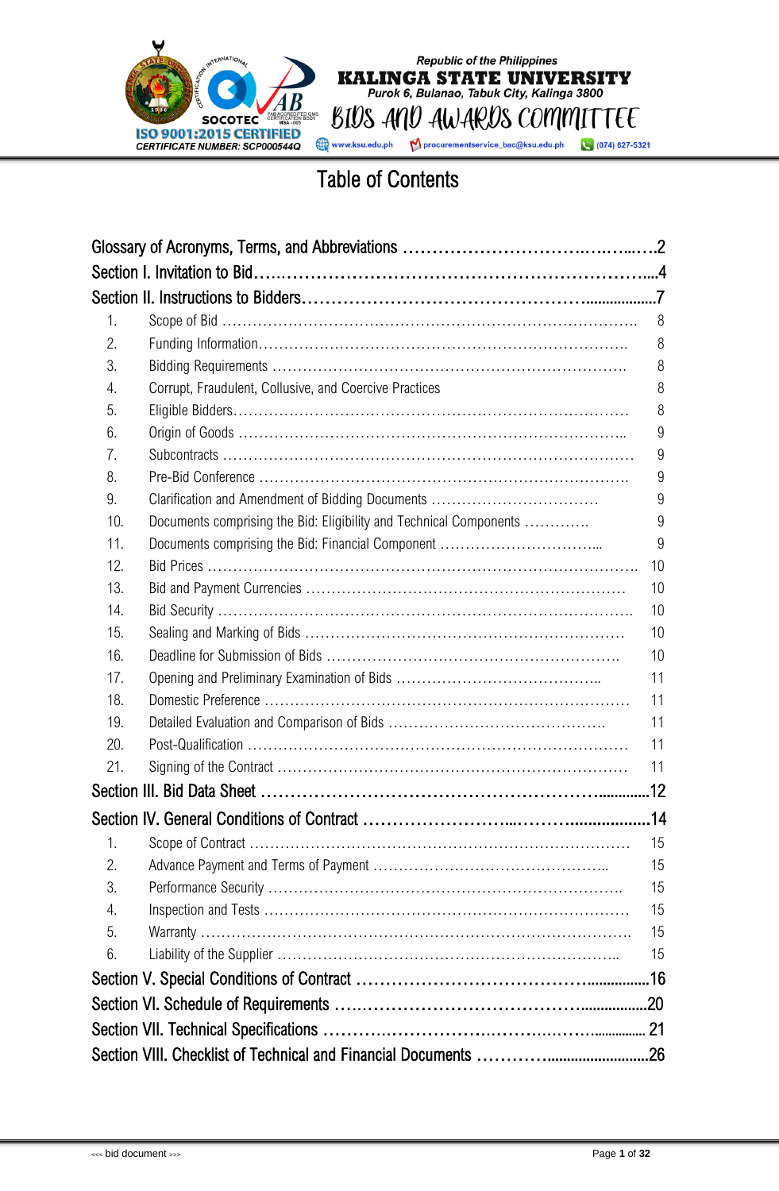# Table of Contents

Glossary of Acronyms, Terms, and Abbreviations ……………………………….……...….2

Section I. Invitation to Bid…..……………………………………………………….....4

Section II. Instructions to Bidders………………………………………...................7

1. Scope of Bid ………………………………………………………………………. 8
2. Funding Information…………………………………………………………………. 8
3. Bidding Requirements ……………………………………………………………. 8
4. Corrupt, Fraudulent, Collusive, and Coercive Practices 8
5. Eligible Bidders……………………………………………………………………… 8
6. Origin of Goods …………………………………………………………………... 9
7. Subcontracts ………………………………………………………………………… 9
8. Pre-Bid Conference ……………………………………………………………….. 9
9. Clarification and Amendment of Bidding Documents …………………………… 9
10. Documents comprising the Bid: Eligibility and Technical Components …………. 9
11. Documents comprising the Bid: Financial Component …………………………... 9
12. Bid Prices ………………………………………………………………………….. 10
13. Bid and Payment Currencies ……………………………………………………… 10
14. Bid Security ……………………………………………………………………….. 10
15. Sealing and Marking of Bids ……………………………………………………… 10
16. Deadline for Submission of Bids ………………………………………………….. 10
17. Opening and Preliminary Examination of Bids …………………………………... 11
18. Domestic Preference ……………………………………………………………… 11
19. Detailed Evaluation and Comparison of Bids ……………………………………. 11
20. Post-Qualification ………………………………………………………………… 11
21. Signing of the Contract …………………………………………………………… 11

Section III. Bid Data Sheet ……………………………………………….............12

Section IV. General Conditions of Contract ……………………...………..................14

1. Scope of Contract …………………………………………………………………. 15
2. Advance Payment and Terms of Payment ……………………………………….. 15
3. Performance Security …………………………………………………………….. 15
4. Inspection and Tests ………………………………………………………………. 15
5. Warranty ………………………………………………………………………….. 15
6. Liability of the Supplier …………………………………………………………... 15

Section V. Special Conditions of Contract ………………………………................16

Section VI. Schedule of Requirements …..……………………………….................20

Section VII. Technical Specifications ……….……………….……….…….............. 21

Section VIII. Checklist of Technical and Financial Documents …………..........................26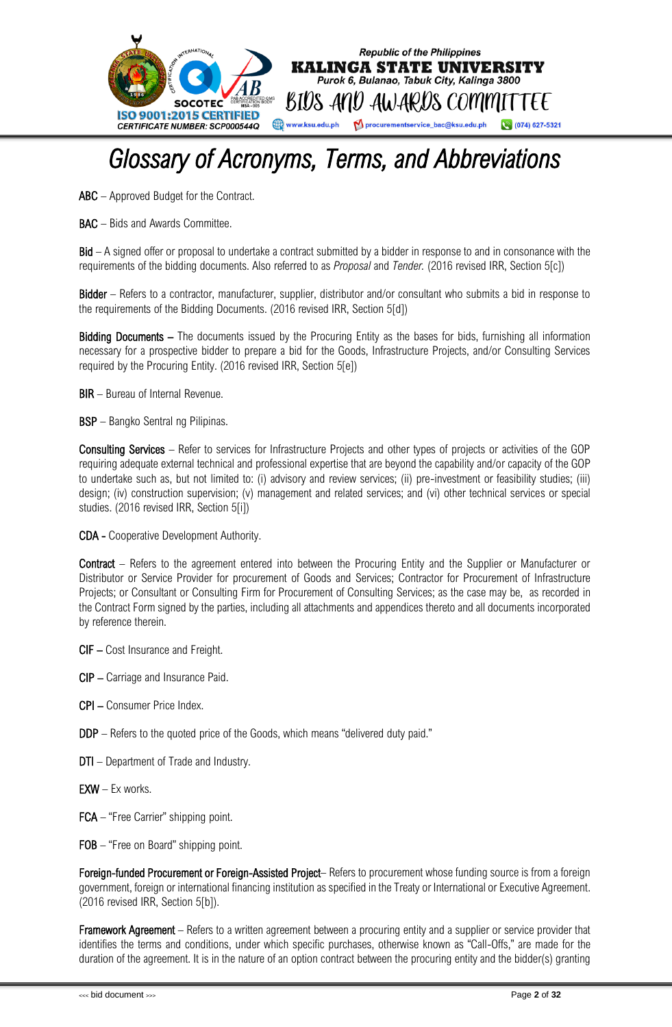# Glossary of Acronyms, Terms, and Abbreviations

**ABC** – Approved Budget for the Contract.

**BAC** – Bids and Awards Committee.

**Bid** – A signed offer or proposal to undertake a contract submitted by a bidder in response to and in consonance with the requirements of the bidding documents. Also referred to as *Proposal* and *Tender.* (2016 revised IRR, Section 5[c])

**Bidder** – Refers to a contractor, manufacturer, supplier, distributor and/or consultant who submits a bid in response to the requirements of the Bidding Documents. (2016 revised IRR, Section 5[d])

**Bidding Documents –** The documents issued by the Procuring Entity as the bases for bids, furnishing all information necessary for a prospective bidder to prepare a bid for the Goods, Infrastructure Projects, and/or Consulting Services required by the Procuring Entity. (2016 revised IRR, Section 5[e])

**BIR** – Bureau of Internal Revenue.

**BSP** – Bangko Sentral ng Pilipinas.

**Consulting Services** – Refer to services for Infrastructure Projects and other types of projects or activities of the GOP requiring adequate external technical and professional expertise that are beyond the capability and/or capacity of the GOP to undertake such as, but not limited to: (i) advisory and review services; (ii) pre-investment or feasibility studies; (iii) design; (iv) construction supervision; (v) management and related services; and (vi) other technical services or special studies. (2016 revised IRR, Section 5[i])

**CDA -** Cooperative Development Authority.

**Contract** – Refers to the agreement entered into between the Procuring Entity and the Supplier or Manufacturer or Distributor or Service Provider for procurement of Goods and Services; Contractor for Procurement of Infrastructure Projects; or Consultant or Consulting Firm for Procurement of Consulting Services; as the case may be, as recorded in the Contract Form signed by the parties, including all attachments and appendices thereto and all documents incorporated by reference therein.

**CIF –** Cost Insurance and Freight.

**CIP –** Carriage and Insurance Paid.

**CPI –** Consumer Price Index.

**DDP** – Refers to the quoted price of the Goods, which means "delivered duty paid."

**DTI** – Department of Trade and Industry.

**EXW** – Ex works.

**FCA** – "Free Carrier" shipping point.

**FOB** – "Free on Board" shipping point.

**Foreign-funded Procurement or Foreign-Assisted Project**– Refers to procurement whose funding source is from a foreign government, foreign or international financing institution as specified in the Treaty or International or Executive Agreement. (2016 revised IRR, Section 5[b]).

**Framework Agreement** – Refers to a written agreement between a procuring entity and a supplier or service provider that identifies the terms and conditions, under which specific purchases, otherwise known as "Call-Offs," are made for the duration of the agreement. It is in the nature of an option contract between the procuring entity and the bidder(s) granting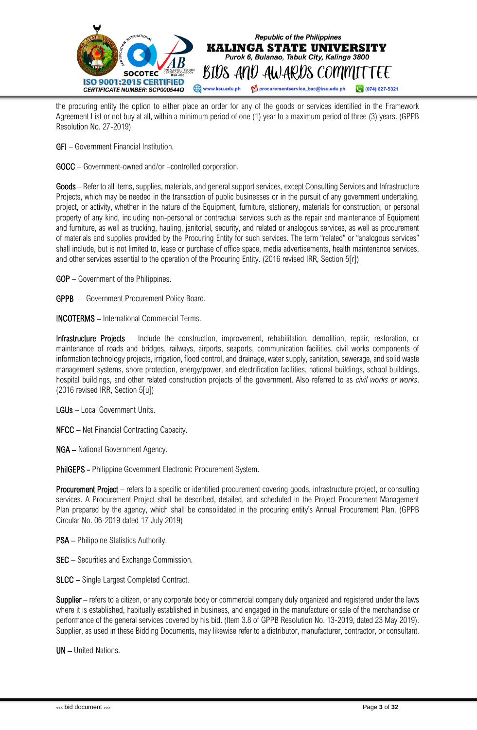the procuring entity the option to either place an order for any of the goods or services identified in the Framework Agreement List or not buy at all, within a minimum period of one (1) year to a maximum period of three (3) years. (GPPB Resolution No. 27-2019)

**GFI** – Government Financial Institution.

**GOCC** – Government-owned and/or –controlled corporation.

**Goods** – Refer to all items, supplies, materials, and general support services, except Consulting Services and Infrastructure Projects, which may be needed in the transaction of public businesses or in the pursuit of any government undertaking, project, or activity, whether in the nature of the Equipment, furniture, stationery, materials for construction, or personal property of any kind, including non-personal or contractual services such as the repair and maintenance of Equipment and furniture, as well as trucking, hauling, janitorial, security, and related or analogous services, as well as procurement of materials and supplies provided by the Procuring Entity for such services. The term "related" or "analogous services" shall include, but is not limited to, lease or purchase of office space, media advertisements, health maintenance services, and other services essential to the operation of the Procuring Entity. (2016 revised IRR, Section 5[r])

**GOP** – Government of the Philippines.

**GPPB** – Government Procurement Policy Board.

**INCOTERMS –** International Commercial Terms.

**Infrastructure Projects** – Include the construction, improvement, rehabilitation, demolition, repair, restoration, or maintenance of roads and bridges, railways, airports, seaports, communication facilities, civil works components of information technology projects, irrigation, flood control, and drainage, water supply, sanitation, sewerage, and solid waste management systems, shore protection, energy/power, and electrification facilities, national buildings, school buildings, hospital buildings, and other related construction projects of the government. Also referred to as *civil works or works*. (2016 revised IRR, Section 5[u])

**LGUs –** Local Government Units.

**NFCC –** Net Financial Contracting Capacity.

**NGA** – National Government Agency.

**PhilGEPS -** Philippine Government Electronic Procurement System.

**Procurement Project** – refers to a specific or identified procurement covering goods, infrastructure project, or consulting services. A Procurement Project shall be described, detailed, and scheduled in the Project Procurement Management Plan prepared by the agency, which shall be consolidated in the procuring entity's Annual Procurement Plan. (GPPB Circular No. 06-2019 dated 17 July 2019)

**PSA –** Philippine Statistics Authority.

**SEC –** Securities and Exchange Commission.

**SLCC –** Single Largest Completed Contract.

**Supplier** – refers to a citizen, or any corporate body or commercial company duly organized and registered under the laws where it is established, habitually established in business, and engaged in the manufacture or sale of the merchandise or performance of the general services covered by his bid. (Item 3.8 of GPPB Resolution No. 13-2019, dated 23 May 2019). Supplier, as used in these Bidding Documents, may likewise refer to a distributor, manufacturer, contractor, or consultant.

**UN –** United Nations.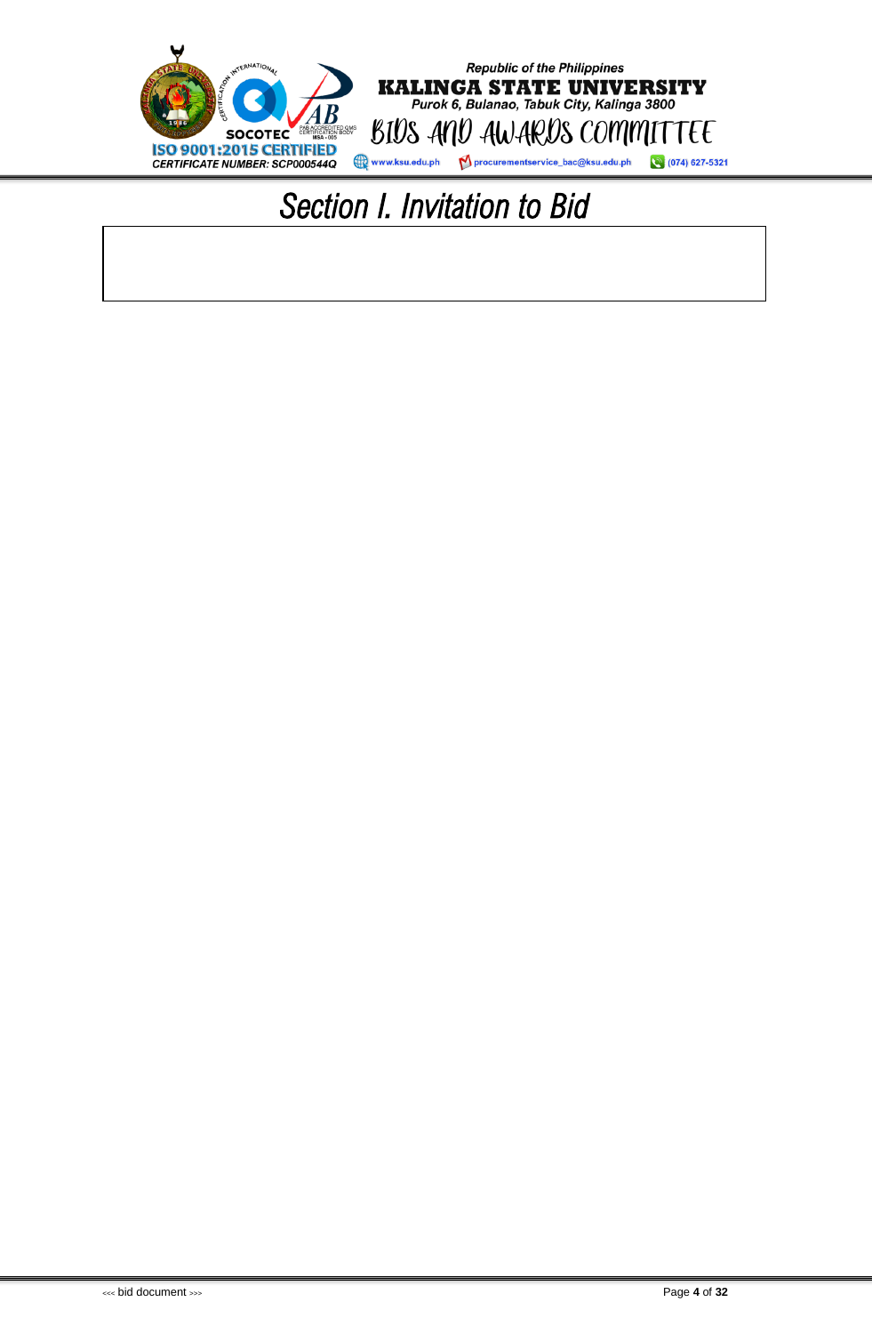# Section I. Invitation to Bid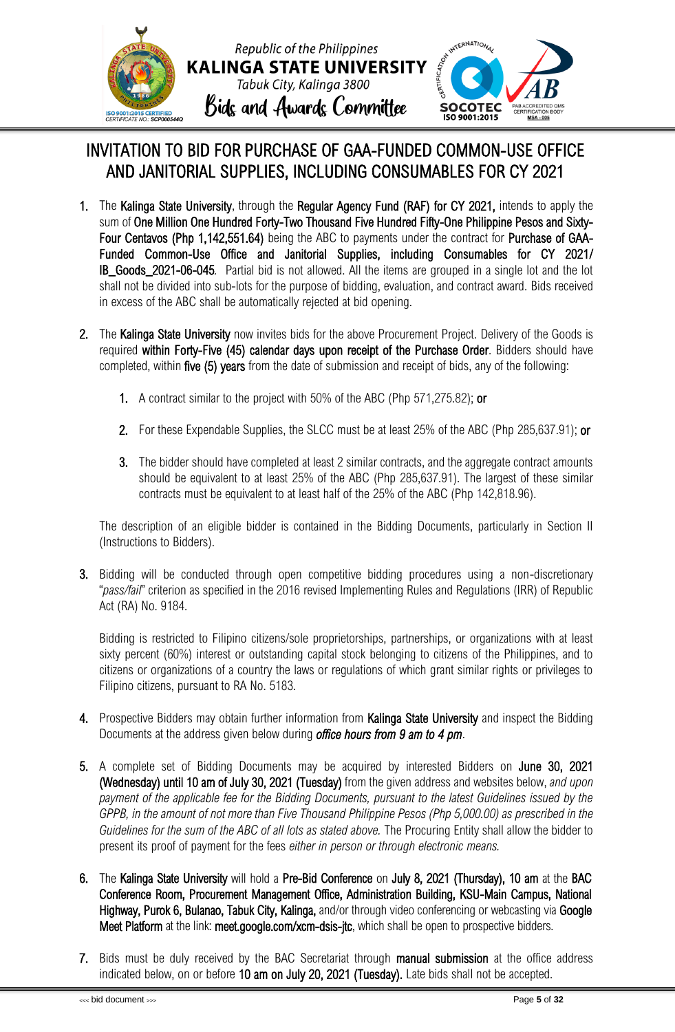# INVITATION TO BID FOR PURCHASE OF GAA-FUNDED COMMON-USE OFFICE AND JANITORIAL SUPPLIES, INCLUDING CONSUMABLES FOR CY 2021

1. The **Kalinga State University**, through the **Regular Agency Fund (RAF) for CY 2021,** intends to apply the sum of **One Million One Hundred Forty-Two Thousand Five Hundred Fifty-One Philippine Pesos and Sixty-Four Centavos (Php 1,142,551.64)** being the ABC to payments under the contract for **Purchase of GAA-Funded Common-Use Office and Janitorial Supplies, including Consumables for CY 2021/ IB_Goods_2021-06-045**. Partial bid is not allowed. All the items are grouped in a single lot and the lot shall not be divided into sub-lots for the purpose of bidding, evaluation, and contract award. Bids received in excess of the ABC shall be automatically rejected at bid opening.

2. The **Kalinga State University** now invites bids for the above Procurement Project. Delivery of the Goods is required **within Forty-Five (45) calendar days upon receipt of the Purchase Order**. Bidders should have completed, within **five (5) years** from the date of submission and receipt of bids, any of the following:

   1. A contract similar to the project with 50% of the ABC (Php 571,275.82); **or**

   2. For these Expendable Supplies, the SLCC must be at least 25% of the ABC (Php 285,637.91); **or**

   3. The bidder should have completed at least 2 similar contracts, and the aggregate contract amounts should be equivalent to at least 25% of the ABC (Php 285,637.91). The largest of these similar contracts must be equivalent to at least half of the 25% of the ABC (Php 142,818.96).

   The description of an eligible bidder is contained in the Bidding Documents, particularly in Section II (Instructions to Bidders).

3. Bidding will be conducted through open competitive bidding procedures using a non-discretionary "*pass/fail*" criterion as specified in the 2016 revised Implementing Rules and Regulations (IRR) of Republic Act (RA) No. 9184.

   Bidding is restricted to Filipino citizens/sole proprietorships, partnerships, or organizations with at least sixty percent (60%) interest or outstanding capital stock belonging to citizens of the Philippines, and to citizens or organizations of a country the laws or regulations of which grant similar rights or privileges to Filipino citizens, pursuant to RA No. 5183.

4. Prospective Bidders may obtain further information from **Kalinga State University** and inspect the Bidding Documents at the address given below during ***office hours from 9 am to 4 pm***.

5. A complete set of Bidding Documents may be acquired by interested Bidders on **June 30, 2021 (Wednesday) until 10 am of July 30, 2021 (Tuesday)** from the given address and websites below, *and upon payment of the applicable fee for the Bidding Documents, pursuant to the latest Guidelines issued by the GPPB, in the amount of not more than Five Thousand Philippine Pesos (Php 5,000.00) as prescribed in the Guidelines for the sum of the ABC of all lots as stated above.* The Procuring Entity shall allow the bidder to present its proof of payment for the fees *either in person or through electronic means.*

6. The **Kalinga State University** will hold a **Pre-Bid Conference** on **July 8, 2021 (Thursday), 10 am** at the **BAC Conference Room, Procurement Management Office, Administration Building, KSU-Main Campus, National Highway, Purok 6, Bulanao, Tabuk City, Kalinga,** and/or through video conferencing or webcasting via **Google Meet Platform** at the link: **meet.google.com/xcm-dsis-jtc**, which shall be open to prospective bidders.

7. Bids must be duly received by the BAC Secretariat through **manual submission** at the office address indicated below, on or before **10 am on July 20, 2021 (Tuesday)**. Late bids shall not be accepted.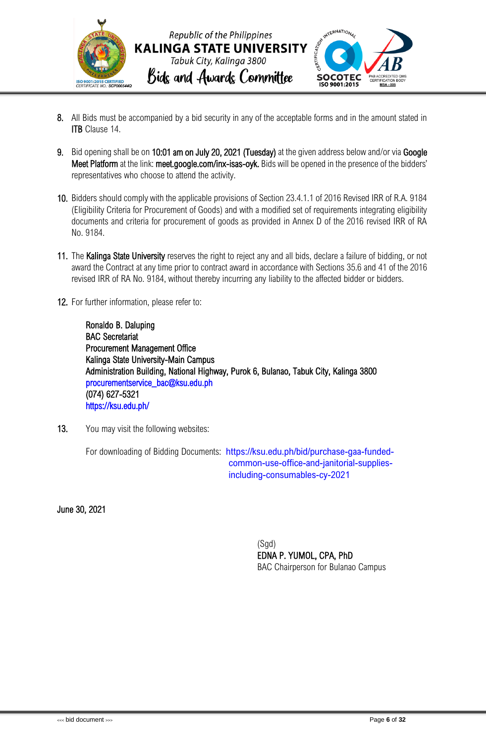8. All Bids must be accompanied by a bid security in any of the acceptable forms and in the amount stated in **ITB** Clause 14.

9. Bid opening shall be on **10:01 am on July 20, 2021 (Tuesday)** at the given address below and/or via **Google Meet Platform** at the link: **meet.google.com/inx-isas-oyk.** Bids will be opened in the presence of the bidders' representatives who choose to attend the activity.

10. Bidders should comply with the applicable provisions of Section 23.4.1.1 of 2016 Revised IRR of R.A. 9184 (Eligibility Criteria for Procurement of Goods) and with a modified set of requirements integrating eligibility documents and criteria for procurement of goods as provided in Annex D of the 2016 revised IRR of RA No. 9184.

11. The **Kalinga State University** reserves the right to reject any and all bids, declare a failure of bidding, or not award the Contract at any time prior to contract award in accordance with Sections 35.6 and 41 of the 2016 revised IRR of RA No. 9184, without thereby incurring any liability to the affected bidder or bidders.

12. For further information, please refer to:

    **Ronaldo B. Daluping**
    **BAC Secretariat**
    **Procurement Management Office**
    **Kalinga State University-Main Campus**
    **Administration Building, National Highway, Purok 6, Bulanao, Tabuk City, Kalinga 3800**
    procurementservice_bac@ksu.edu.ph
    (074) 627-5321
    https://ksu.edu.ph/

13. You may visit the following websites:

    For downloading of Bidding Documents: https://ksu.edu.ph/bid/purchase-gaa-funded-common-use-office-and-janitorial-supplies-including-consumables-cy-2021

June 30, 2021

(Sgd)
**EDNA P. YUMOL, CPA, PhD**
BAC Chairperson for Bulanao Campus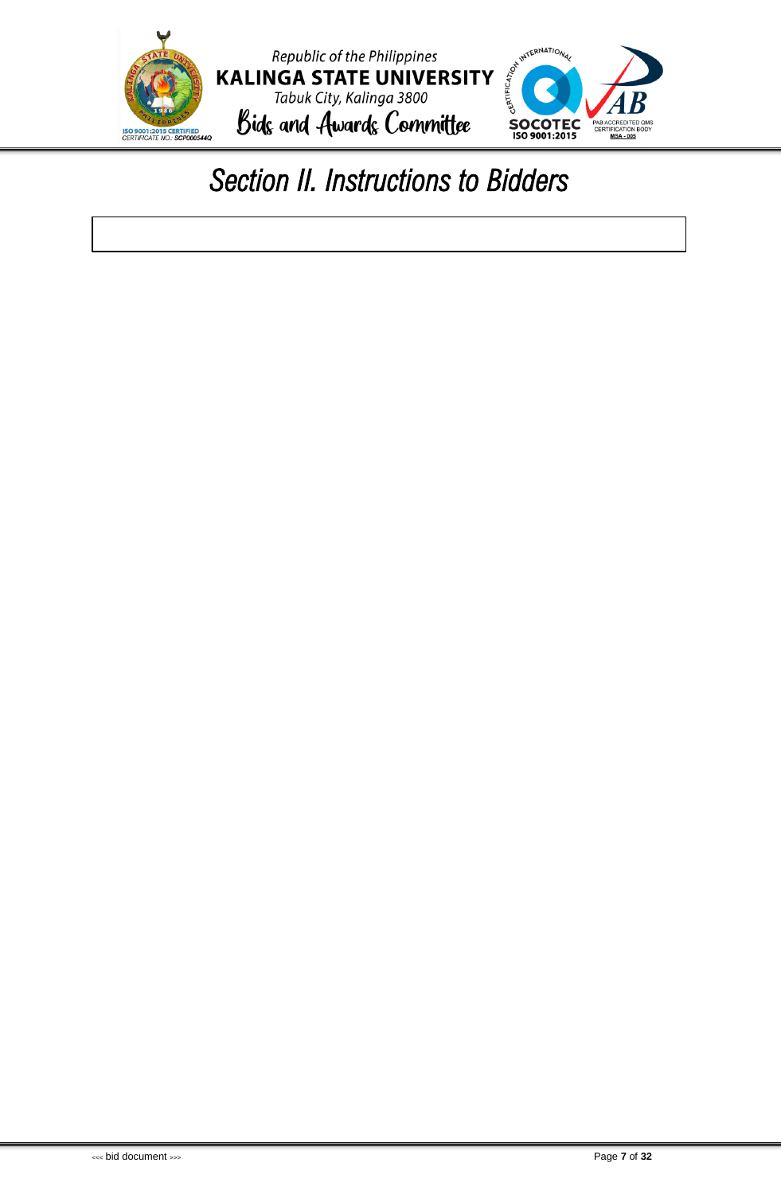# Section II. Instructions to Bidders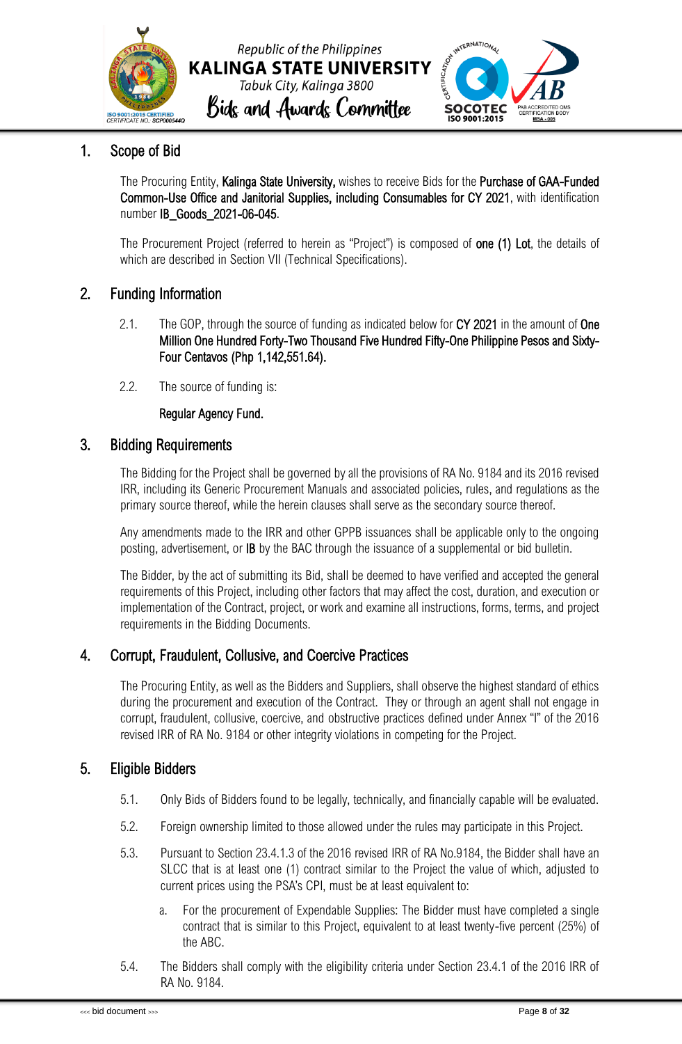## 1. Scope of Bid

The Procuring Entity, **Kalinga State University,** wishes to receive Bids for the **Purchase of GAA-Funded Common-Use Office and Janitorial Supplies, including Consumables for CY 2021**, with identification number **IB_Goods_2021-06-045**.

The Procurement Project (referred to herein as "Project") is composed of **one (1) Lot**, the details of which are described in Section VII (Technical Specifications).

## 2. Funding Information

2.1. The GOP, through the source of funding as indicated below for **CY 2021** in the amount of **One Million One Hundred Forty-Two Thousand Five Hundred Fifty-One Philippine Pesos and Sixty-Four Centavos (Php 1,142,551.64).**

2.2. The source of funding is:

**Regular Agency Fund.**

## 3. Bidding Requirements

The Bidding for the Project shall be governed by all the provisions of RA No. 9184 and its 2016 revised IRR, including its Generic Procurement Manuals and associated policies, rules, and regulations as the primary source thereof, while the herein clauses shall serve as the secondary source thereof.

Any amendments made to the IRR and other GPPB issuances shall be applicable only to the ongoing posting, advertisement, or **IB** by the BAC through the issuance of a supplemental or bid bulletin.

The Bidder, by the act of submitting its Bid, shall be deemed to have verified and accepted the general requirements of this Project, including other factors that may affect the cost, duration, and execution or implementation of the Contract, project, or work and examine all instructions, forms, terms, and project requirements in the Bidding Documents.

## 4. Corrupt, Fraudulent, Collusive, and Coercive Practices

The Procuring Entity, as well as the Bidders and Suppliers, shall observe the highest standard of ethics during the procurement and execution of the Contract. They or through an agent shall not engage in corrupt, fraudulent, collusive, coercive, and obstructive practices defined under Annex "I" of the 2016 revised IRR of RA No. 9184 or other integrity violations in competing for the Project.

## 5. Eligible Bidders

5.1. Only Bids of Bidders found to be legally, technically, and financially capable will be evaluated.

5.2. Foreign ownership limited to those allowed under the rules may participate in this Project.

5.3. Pursuant to Section 23.4.1.3 of the 2016 revised IRR of RA No.9184, the Bidder shall have an SLCC that is at least one (1) contract similar to the Project the value of which, adjusted to current prices using the PSA's CPI, must be at least equivalent to:

   a. For the procurement of Expendable Supplies: The Bidder must have completed a single contract that is similar to this Project, equivalent to at least twenty-five percent (25%) of the ABC.

5.4. The Bidders shall comply with the eligibility criteria under Section 23.4.1 of the 2016 IRR of RA No. 9184.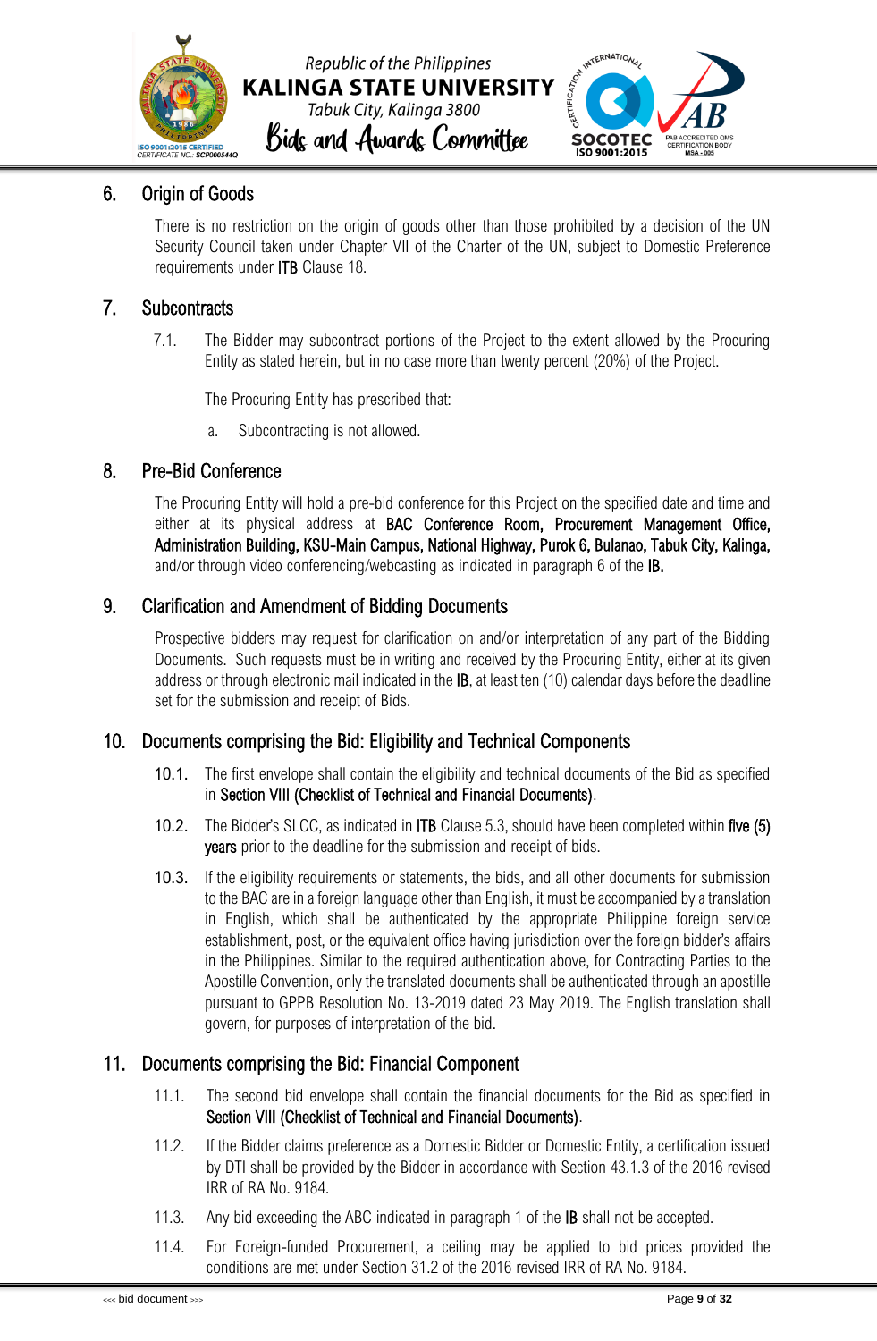## 6. Origin of Goods

There is no restriction on the origin of goods other than those prohibited by a decision of the UN Security Council taken under Chapter VII of the Charter of the UN, subject to Domestic Preference requirements under **ITB** Clause 18.

## 7. Subcontracts

7.1. The Bidder may subcontract portions of the Project to the extent allowed by the Procuring Entity as stated herein, but in no case more than twenty percent (20%) of the Project.

The Procuring Entity has prescribed that:

a. Subcontracting is not allowed.

## 8. Pre-Bid Conference

The Procuring Entity will hold a pre-bid conference for this Project on the specified date and time and either at its physical address at **BAC Conference Room, Procurement Management Office, Administration Building, KSU-Main Campus, National Highway, Purok 6, Bulanao, Tabuk City, Kalinga,** and/or through video conferencing/webcasting as indicated in paragraph 6 of the **IB.**

## 9. Clarification and Amendment of Bidding Documents

Prospective bidders may request for clarification on and/or interpretation of any part of the Bidding Documents. Such requests must be in writing and received by the Procuring Entity, either at its given address or through electronic mail indicated in the **IB**, at least ten (10) calendar days before the deadline set for the submission and receipt of Bids.

## 10. Documents comprising the Bid: Eligibility and Technical Components

10.1. The first envelope shall contain the eligibility and technical documents of the Bid as specified in **Section VIII (Checklist of Technical and Financial Documents)**.

10.2. The Bidder's SLCC, as indicated in **ITB** Clause 5.3, should have been completed within **five (5) years** prior to the deadline for the submission and receipt of bids.

10.3. If the eligibility requirements or statements, the bids, and all other documents for submission to the BAC are in a foreign language other than English, it must be accompanied by a translation in English, which shall be authenticated by the appropriate Philippine foreign service establishment, post, or the equivalent office having jurisdiction over the foreign bidder's affairs in the Philippines. Similar to the required authentication above, for Contracting Parties to the Apostille Convention, only the translated documents shall be authenticated through an apostille pursuant to GPPB Resolution No. 13-2019 dated 23 May 2019. The English translation shall govern, for purposes of interpretation of the bid.

## 11. Documents comprising the Bid: Financial Component

11.1. The second bid envelope shall contain the financial documents for the Bid as specified in **Section VIII (Checklist of Technical and Financial Documents)**.

11.2. If the Bidder claims preference as a Domestic Bidder or Domestic Entity, a certification issued by DTI shall be provided by the Bidder in accordance with Section 43.1.3 of the 2016 revised IRR of RA No. 9184.

11.3. Any bid exceeding the ABC indicated in paragraph 1 of the **IB** shall not be accepted.

11.4. For Foreign-funded Procurement, a ceiling may be applied to bid prices provided the conditions are met under Section 31.2 of the 2016 revised IRR of RA No. 9184.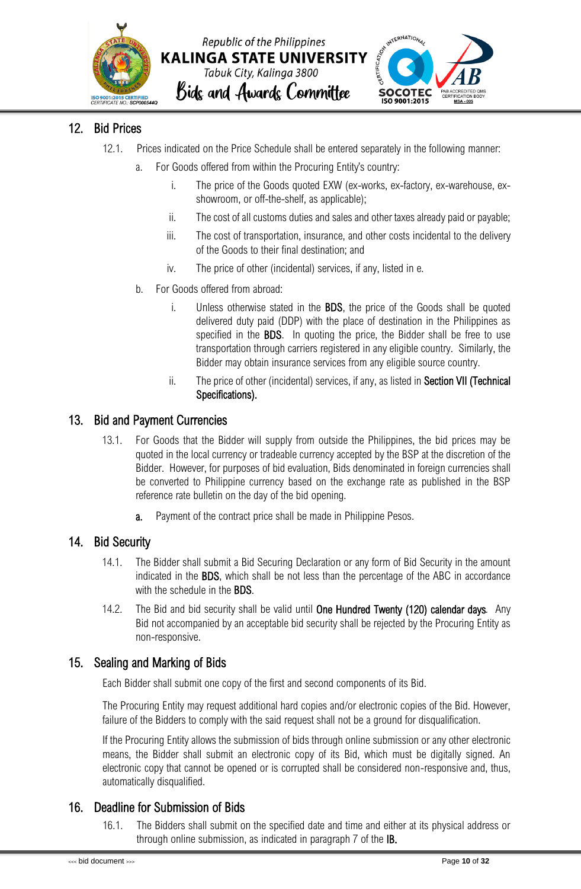## 12. Bid Prices

12.1. Prices indicated on the Price Schedule shall be entered separately in the following manner:

a. For Goods offered from within the Procuring Entity's country:

i. The price of the Goods quoted EXW (ex-works, ex-factory, ex-warehouse, ex-showroom, or off-the-shelf, as applicable);

ii. The cost of all customs duties and sales and other taxes already paid or payable;

iii. The cost of transportation, insurance, and other costs incidental to the delivery of the Goods to their final destination; and

iv. The price of other (incidental) services, if any, listed in e.

b. For Goods offered from abroad:

i. Unless otherwise stated in the **BDS**, the price of the Goods shall be quoted delivered duty paid (DDP) with the place of destination in the Philippines as specified in the **BDS**. In quoting the price, the Bidder shall be free to use transportation through carriers registered in any eligible country. Similarly, the Bidder may obtain insurance services from any eligible source country.

ii. The price of other (incidental) services, if any, as listed in **Section VII (Technical Specifications).**

## 13. Bid and Payment Currencies

13.1. For Goods that the Bidder will supply from outside the Philippines, the bid prices may be quoted in the local currency or tradeable currency accepted by the BSP at the discretion of the Bidder. However, for purposes of bid evaluation, Bids denominated in foreign currencies shall be converted to Philippine currency based on the exchange rate as published in the BSP reference rate bulletin on the day of the bid opening.

**a.** Payment of the contract price shall be made in Philippine Pesos.

## 14. Bid Security

14.1. The Bidder shall submit a Bid Securing Declaration or any form of Bid Security in the amount indicated in the **BDS**, which shall be not less than the percentage of the ABC in accordance with the schedule in the **BDS**.

14.2. The Bid and bid security shall be valid until **One Hundred Twenty (120) calendar days**. Any Bid not accompanied by an acceptable bid security shall be rejected by the Procuring Entity as non-responsive.

## 15. Sealing and Marking of Bids

Each Bidder shall submit one copy of the first and second components of its Bid.

The Procuring Entity may request additional hard copies and/or electronic copies of the Bid. However, failure of the Bidders to comply with the said request shall not be a ground for disqualification.

If the Procuring Entity allows the submission of bids through online submission or any other electronic means, the Bidder shall submit an electronic copy of its Bid, which must be digitally signed. An electronic copy that cannot be opened or is corrupted shall be considered non-responsive and, thus, automatically disqualified.

## 16. Deadline for Submission of Bids

16.1. The Bidders shall submit on the specified date and time and either at its physical address or through online submission, as indicated in paragraph 7 of the **IB.**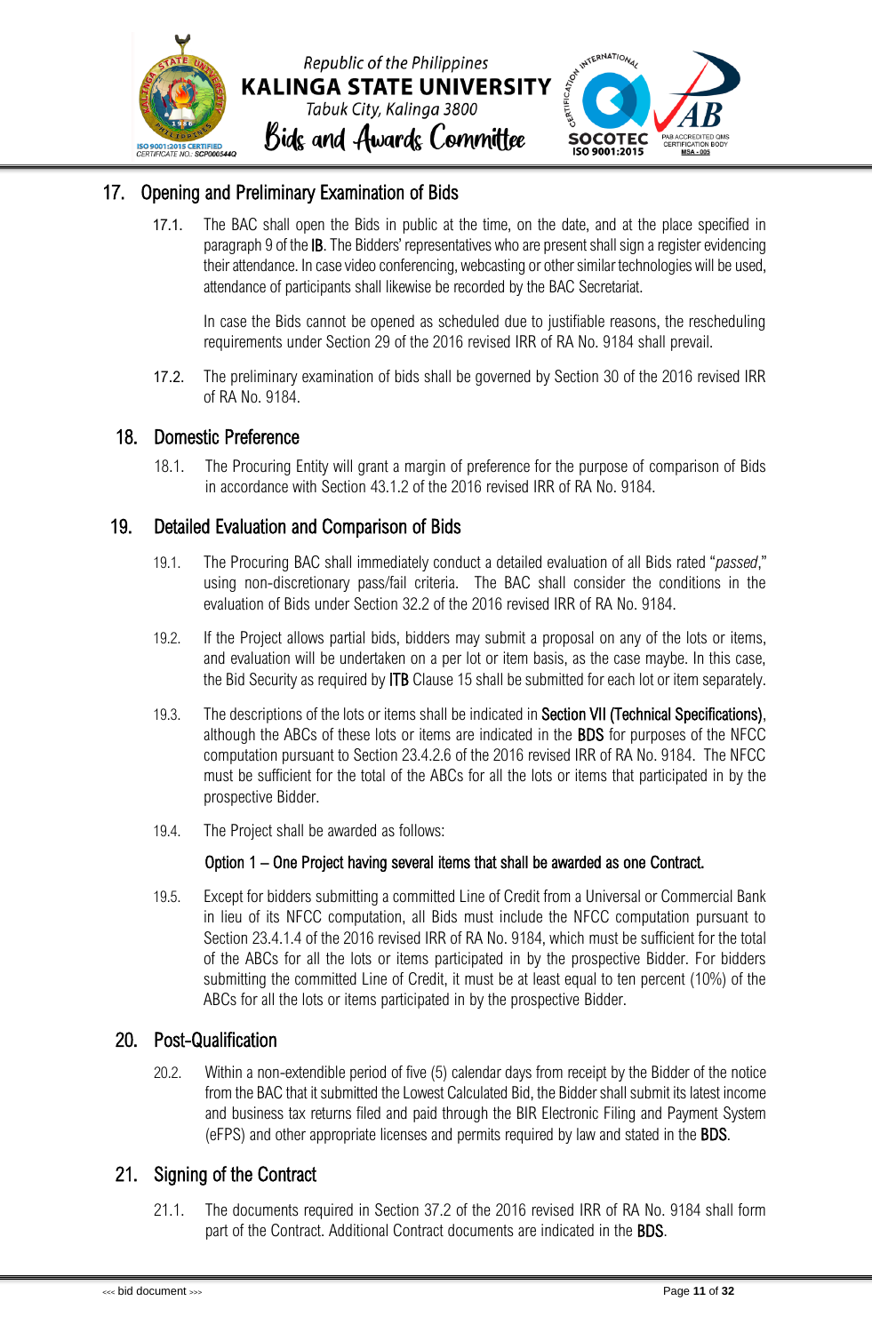## 17. Opening and Preliminary Examination of Bids

17.1. The BAC shall open the Bids in public at the time, on the date, and at the place specified in paragraph 9 of the **IB**. The Bidders' representatives who are present shall sign a register evidencing their attendance. In case video conferencing, webcasting or other similar technologies will be used, attendance of participants shall likewise be recorded by the BAC Secretariat.

In case the Bids cannot be opened as scheduled due to justifiable reasons, the rescheduling requirements under Section 29 of the 2016 revised IRR of RA No. 9184 shall prevail.

17.2. The preliminary examination of bids shall be governed by Section 30 of the 2016 revised IRR of RA No. 9184.

## 18. Domestic Preference

18.1. The Procuring Entity will grant a margin of preference for the purpose of comparison of Bids in accordance with Section 43.1.2 of the 2016 revised IRR of RA No. 9184.

## 19. Detailed Evaluation and Comparison of Bids

19.1. The Procuring BAC shall immediately conduct a detailed evaluation of all Bids rated "*passed*," using non-discretionary pass/fail criteria. The BAC shall consider the conditions in the evaluation of Bids under Section 32.2 of the 2016 revised IRR of RA No. 9184.

19.2. If the Project allows partial bids, bidders may submit a proposal on any of the lots or items, and evaluation will be undertaken on a per lot or item basis, as the case maybe. In this case, the Bid Security as required by **ITB** Clause 15 shall be submitted for each lot or item separately.

19.3. The descriptions of the lots or items shall be indicated in **Section VII (Technical Specifications)**, although the ABCs of these lots or items are indicated in the **BDS** for purposes of the NFCC computation pursuant to Section 23.4.2.6 of the 2016 revised IRR of RA No. 9184. The NFCC must be sufficient for the total of the ABCs for all the lots or items that participated in by the prospective Bidder.

19.4. The Project shall be awarded as follows:

**Option 1 – One Project having several items that shall be awarded as one Contract.**

19.5. Except for bidders submitting a committed Line of Credit from a Universal or Commercial Bank in lieu of its NFCC computation, all Bids must include the NFCC computation pursuant to Section 23.4.1.4 of the 2016 revised IRR of RA No. 9184, which must be sufficient for the total of the ABCs for all the lots or items participated in by the prospective Bidder. For bidders submitting the committed Line of Credit, it must be at least equal to ten percent (10%) of the ABCs for all the lots or items participated in by the prospective Bidder.

## 20. Post-Qualification

20.2. Within a non-extendible period of five (5) calendar days from receipt by the Bidder of the notice from the BAC that it submitted the Lowest Calculated Bid, the Bidder shall submit its latest income and business tax returns filed and paid through the BIR Electronic Filing and Payment System (eFPS) and other appropriate licenses and permits required by law and stated in the **BDS**.

## 21. Signing of the Contract

21.1. The documents required in Section 37.2 of the 2016 revised IRR of RA No. 9184 shall form part of the Contract. Additional Contract documents are indicated in the **BDS**.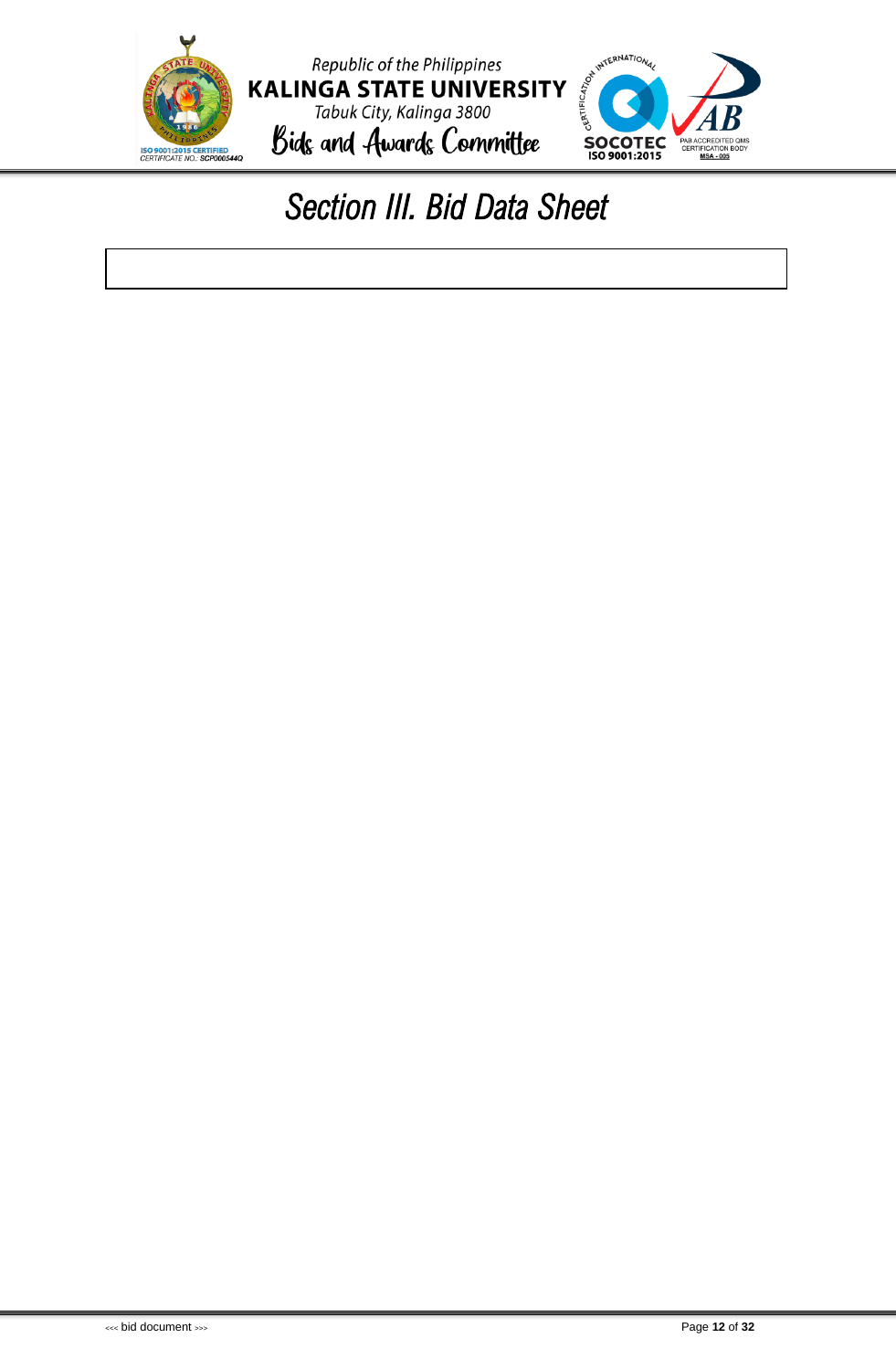# Section III. Bid Data Sheet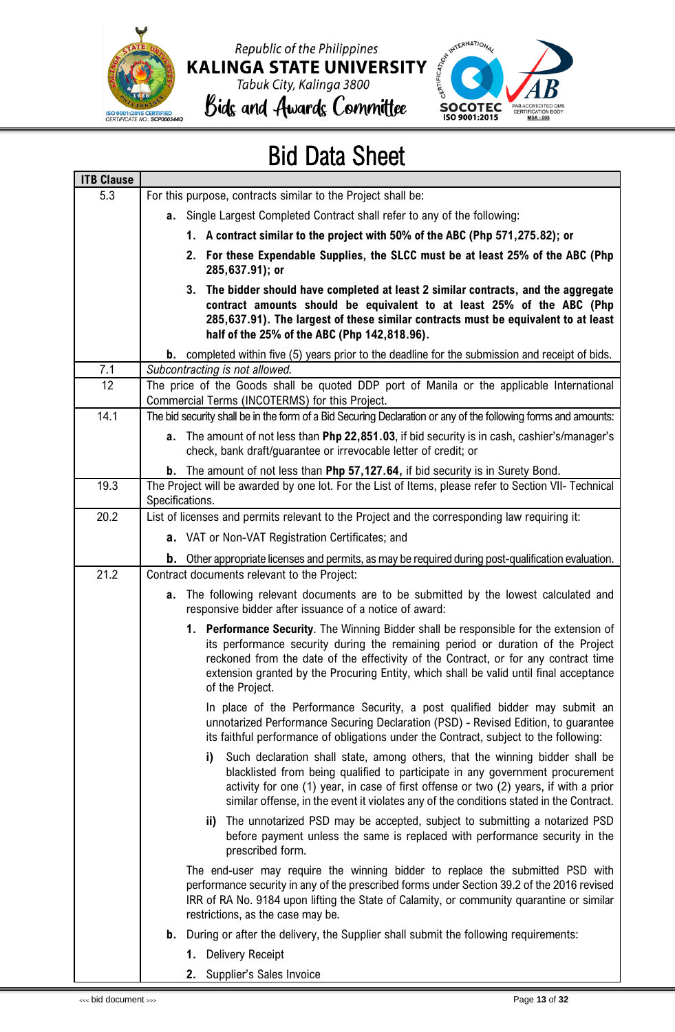# Bid Data Sheet

| ITB Clause | |
|---|---|
| 5.3 | For this purpose, contracts similar to the Project shall be:<br><br>**a.** Single Largest Completed Contract shall refer to any of the following:<br><br>**1. A contract similar to the project with 50% of the ABC (Php 571,275.82); or**<br><br>**2. For these Expendable Supplies, the SLCC must be at least 25% of the ABC (Php 285,637.91); or**<br><br>**3. The bidder should have completed at least 2 similar contracts, and the aggregate contract amounts should be equivalent to at least 25% of the ABC (Php 285,637.91). The largest of these similar contracts must be equivalent to at least half of the 25% of the ABC (Php 142,818.96).**<br><br>**b.** completed within five (5) years prior to the deadline for the submission and receipt of bids. |
| 7.1 | *Subcontracting is not allowed.* |
| 12 | The price of the Goods shall be quoted DDP port of Manila or the applicable International Commercial Terms (INCOTERMS) for this Project. |
| 14.1 | The bid security shall be in the form of a Bid Securing Declaration or any of the following forms and amounts:<br><br>**a.** The amount of not less than **Php 22,851.03**, if bid security is in cash, cashier's/manager's check, bank draft/guarantee or irrevocable letter of credit; or<br><br>**b.** The amount of not less than **Php 57,127.64,** if bid security is in Surety Bond. |
| 19.3 | The Project will be awarded by one lot. For the List of Items, please refer to Section VII- Technical Specifications. |
| 20.2 | List of licenses and permits relevant to the Project and the corresponding law requiring it:<br><br>**a.** VAT or Non-VAT Registration Certificates; and<br><br>**b.** Other appropriate licenses and permits, as may be required during post-qualification evaluation. |
| 21.2 | Contract documents relevant to the Project:<br><br>**a.** The following relevant documents are to be submitted by the lowest calculated and responsive bidder after issuance of a notice of award:<br><br>**1. Performance Security**. The Winning Bidder shall be responsible for the extension of its performance security during the remaining period or duration of the Project reckoned from the date of the effectivity of the Contract, or for any contract time extension granted by the Procuring Entity, which shall be valid until final acceptance of the Project.<br><br>In place of the Performance Security, a post qualified bidder may submit an unnotarized Performance Securing Declaration (PSD) - Revised Edition, to guarantee its faithful performance of obligations under the Contract, subject to the following:<br><br>**i)** Such declaration shall state, among others, that the winning bidder shall be blacklisted from being qualified to participate in any government procurement activity for one (1) year, in case of first offense or two (2) years, if with a prior similar offense, in the event it violates any of the conditions stated in the Contract.<br><br>**ii)** The unnotarized PSD may be accepted, subject to submitting a notarized PSD before payment unless the same is replaced with performance security in the prescribed form.<br><br>The end-user may require the winning bidder to replace the submitted PSD with performance security in any of the prescribed forms under Section 39.2 of the 2016 revised IRR of RA No. 9184 upon lifting the State of Calamity, or community quarantine or similar restrictions, as the case may be.<br><br>**b.** During or after the delivery, the Supplier shall submit the following requirements:<br><br>**1.** Delivery Receipt<br><br>**2.** Supplier's Sales Invoice |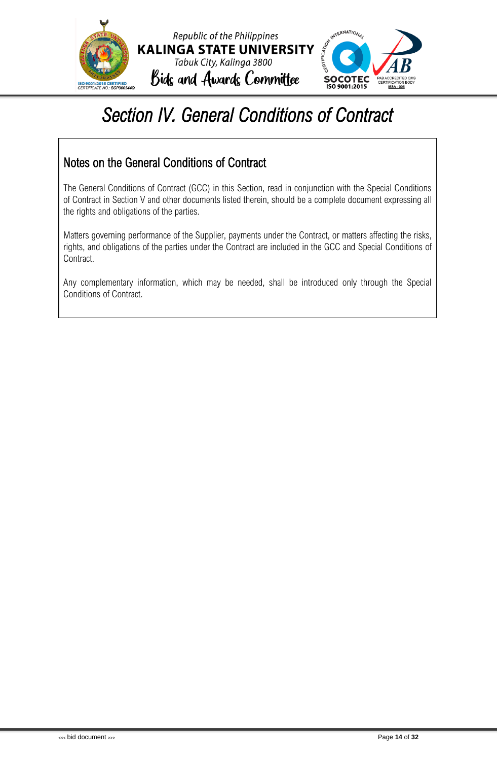# Section IV. General Conditions of Contract

## Notes on the General Conditions of Contract

The General Conditions of Contract (GCC) in this Section, read in conjunction with the Special Conditions of Contract in Section V and other documents listed therein, should be a complete document expressing all the rights and obligations of the parties.

Matters governing performance of the Supplier, payments under the Contract, or matters affecting the risks, rights, and obligations of the parties under the Contract are included in the GCC and Special Conditions of Contract.

Any complementary information, which may be needed, shall be introduced only through the Special Conditions of Contract.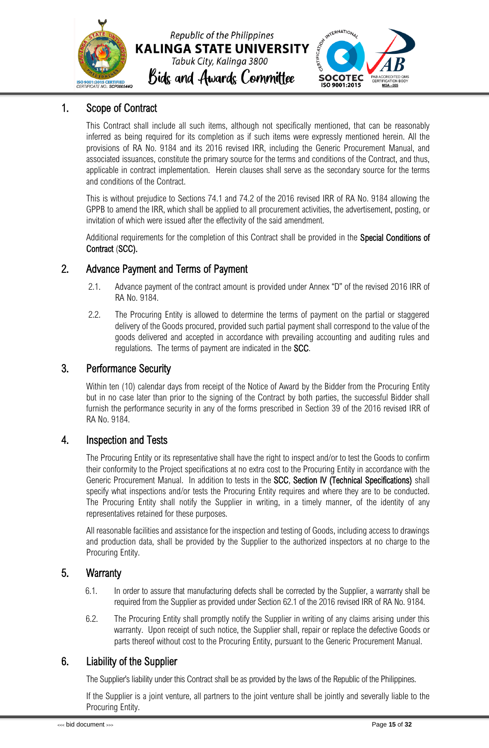## 1. Scope of Contract

This Contract shall include all such items, although not specifically mentioned, that can be reasonably inferred as being required for its completion as if such items were expressly mentioned herein. All the provisions of RA No. 9184 and its 2016 revised IRR, including the Generic Procurement Manual, and associated issuances, constitute the primary source for the terms and conditions of the Contract, and thus, applicable in contract implementation. Herein clauses shall serve as the secondary source for the terms and conditions of the Contract.

This is without prejudice to Sections 74.1 and 74.2 of the 2016 revised IRR of RA No. 9184 allowing the GPPB to amend the IRR, which shall be applied to all procurement activities, the advertisement, posting, or invitation of which were issued after the effectivity of the said amendment.

Additional requirements for the completion of this Contract shall be provided in the **Special Conditions of Contract (SCC).**

## 2. Advance Payment and Terms of Payment

2.1. Advance payment of the contract amount is provided under Annex "D" of the revised 2016 IRR of RA No. 9184.

2.2. The Procuring Entity is allowed to determine the terms of payment on the partial or staggered delivery of the Goods procured, provided such partial payment shall correspond to the value of the goods delivered and accepted in accordance with prevailing accounting and auditing rules and regulations. The terms of payment are indicated in the **SCC**.

## 3. Performance Security

Within ten (10) calendar days from receipt of the Notice of Award by the Bidder from the Procuring Entity but in no case later than prior to the signing of the Contract by both parties, the successful Bidder shall furnish the performance security in any of the forms prescribed in Section 39 of the 2016 revised IRR of RA No. 9184.

## 4. Inspection and Tests

The Procuring Entity or its representative shall have the right to inspect and/or to test the Goods to confirm their conformity to the Project specifications at no extra cost to the Procuring Entity in accordance with the Generic Procurement Manual. In addition to tests in the **SCC**, **Section IV (Technical Specifications)** shall specify what inspections and/or tests the Procuring Entity requires and where they are to be conducted. The Procuring Entity shall notify the Supplier in writing, in a timely manner, of the identity of any representatives retained for these purposes.

All reasonable facilities and assistance for the inspection and testing of Goods, including access to drawings and production data, shall be provided by the Supplier to the authorized inspectors at no charge to the Procuring Entity.

## 5. Warranty

6.1. In order to assure that manufacturing defects shall be corrected by the Supplier, a warranty shall be required from the Supplier as provided under Section 62.1 of the 2016 revised IRR of RA No. 9184.

6.2. The Procuring Entity shall promptly notify the Supplier in writing of any claims arising under this warranty. Upon receipt of such notice, the Supplier shall, repair or replace the defective Goods or parts thereof without cost to the Procuring Entity, pursuant to the Generic Procurement Manual.

## 6. Liability of the Supplier

The Supplier's liability under this Contract shall be as provided by the laws of the Republic of the Philippines.

If the Supplier is a joint venture, all partners to the joint venture shall be jointly and severally liable to the Procuring Entity.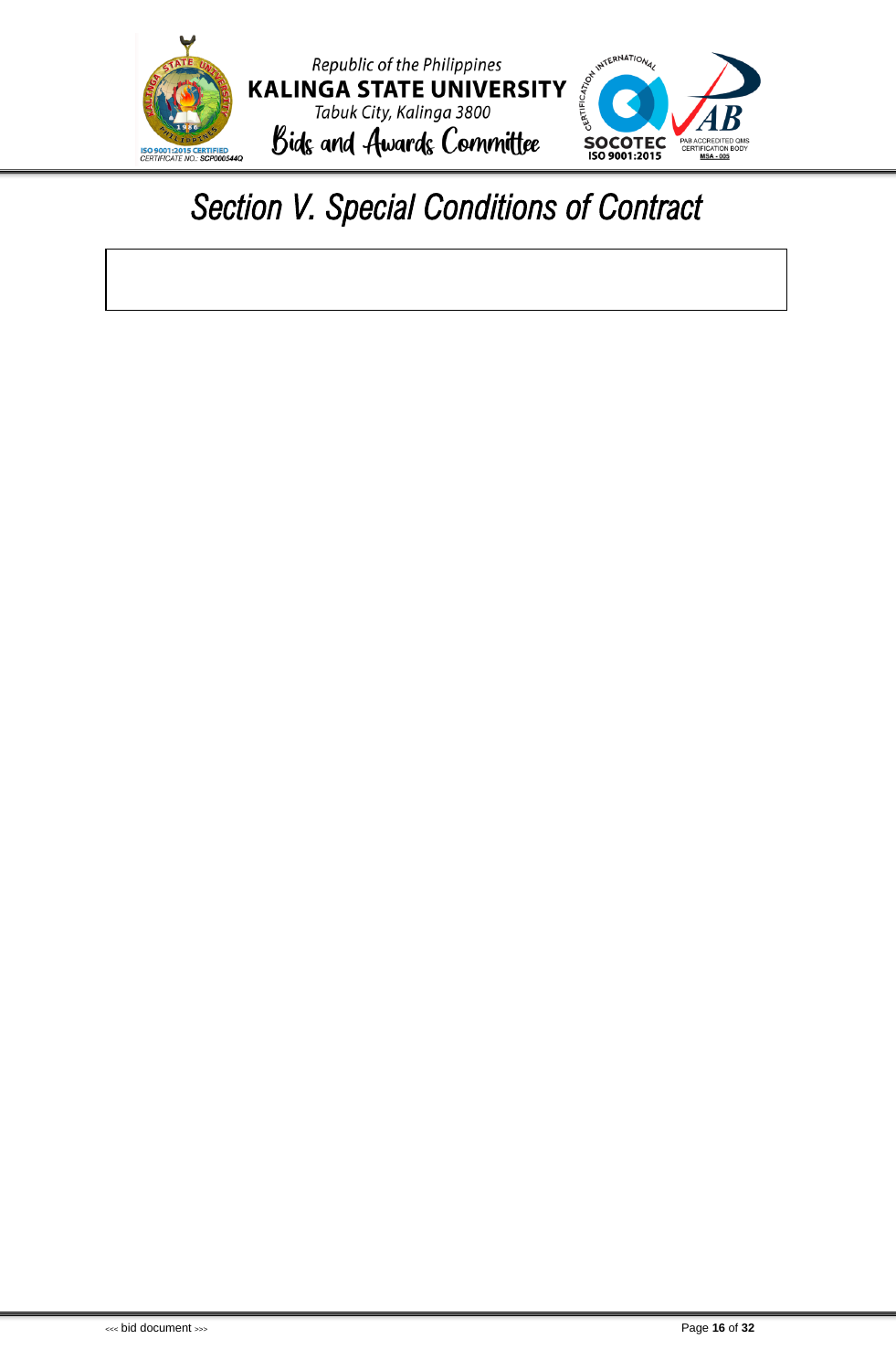# Section V. Special Conditions of Contract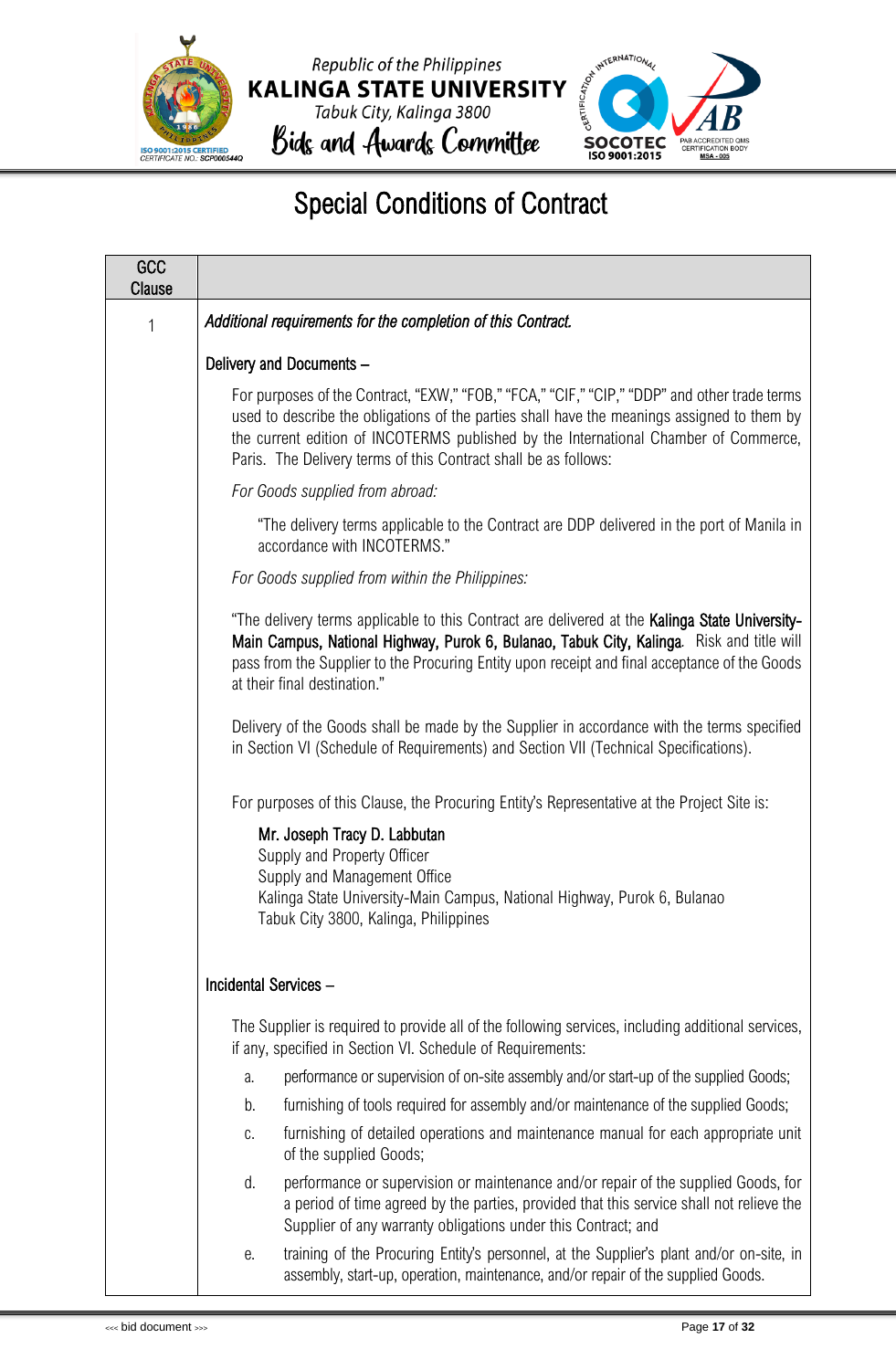# Special Conditions of Contract

| GCC Clause | |
|---|---|
| 1 | *Additional requirements for the completion of this Contract.*<br><br>Delivery and Documents –<br><br>For purposes of the Contract, "EXW," "FOB," "FCA," "CIF," "CIP," "DDP" and other trade terms used to describe the obligations of the parties shall have the meanings assigned to them by the current edition of INCOTERMS published by the International Chamber of Commerce, Paris. The Delivery terms of this Contract shall be as follows:<br><br>*For Goods supplied from abroad:*<br><br>"The delivery terms applicable to the Contract are DDP delivered in the port of Manila in accordance with INCOTERMS."<br><br>*For Goods supplied from within the Philippines:*<br><br>"The delivery terms applicable to this Contract are delivered at the **Kalinga State University-Main Campus, National Highway, Purok 6, Bulanao, Tabuk City, Kalinga**. Risk and title will pass from the Supplier to the Procuring Entity upon receipt and final acceptance of the Goods at their final destination."<br><br>Delivery of the Goods shall be made by the Supplier in accordance with the terms specified in Section VI (Schedule of Requirements) and Section VII (Technical Specifications).<br><br>For purposes of this Clause, the Procuring Entity's Representative at the Project Site is:<br><br>**Mr. Joseph Tracy D. Labbutan**<br>Supply and Property Officer<br>Supply and Management Office<br>Kalinga State University-Main Campus, National Highway, Purok 6, Bulanao<br>Tabuk City 3800, Kalinga, Philippines<br><br>Incidental Services –<br><br>The Supplier is required to provide all of the following services, including additional services, if any, specified in Section VI. Schedule of Requirements:<br><br>a. performance or supervision of on-site assembly and/or start-up of the supplied Goods;<br>b. furnishing of tools required for assembly and/or maintenance of the supplied Goods;<br>c. furnishing of detailed operations and maintenance manual for each appropriate unit of the supplied Goods;<br>d. performance or supervision or maintenance and/or repair of the supplied Goods, for a period of time agreed by the parties, provided that this service shall not relieve the Supplier of any warranty obligations under this Contract; and<br>e. training of the Procuring Entity's personnel, at the Supplier's plant and/or on-site, in assembly, start-up, operation, maintenance, and/or repair of the supplied Goods. |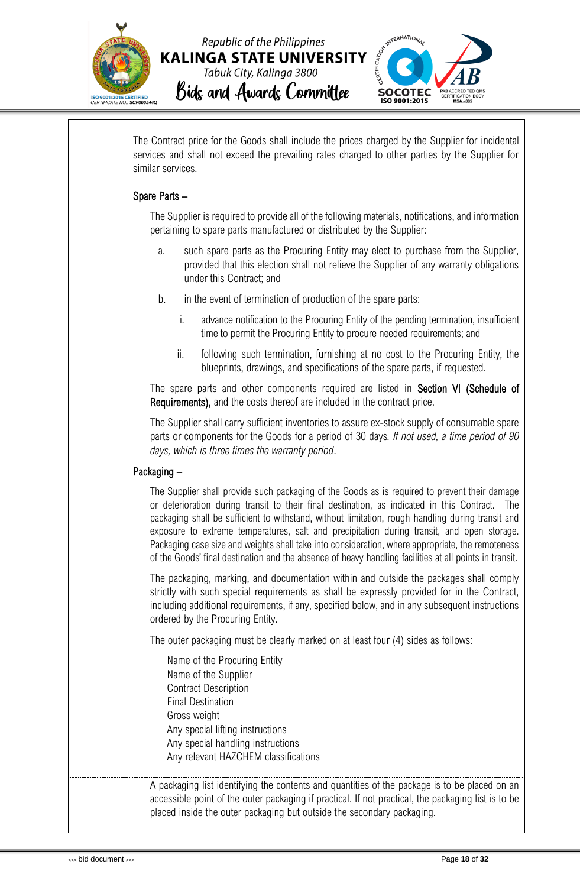The Contract price for the Goods shall include the prices charged by the Supplier for incidental services and shall not exceed the prevailing rates charged to other parties by the Supplier for similar services.

Spare Parts –

The Supplier is required to provide all of the following materials, notifications, and information pertaining to spare parts manufactured or distributed by the Supplier:

a. such spare parts as the Procuring Entity may elect to purchase from the Supplier, provided that this election shall not relieve the Supplier of any warranty obligations under this Contract; and

b. in the event of termination of production of the spare parts:

   i. advance notification to the Procuring Entity of the pending termination, insufficient time to permit the Procuring Entity to procure needed requirements; and

   ii. following such termination, furnishing at no cost to the Procuring Entity, the blueprints, drawings, and specifications of the spare parts, if requested.

The spare parts and other components required are listed in **Section VI (Schedule of Requirements),** and the costs thereof are included in the contract price.

The Supplier shall carry sufficient inventories to assure ex-stock supply of consumable spare parts or components for the Goods for a period of 30 days. *If not used, a time period of 90 days, which is three times the warranty period*.

Packaging –

The Supplier shall provide such packaging of the Goods as is required to prevent their damage or deterioration during transit to their final destination, as indicated in this Contract. The packaging shall be sufficient to withstand, without limitation, rough handling during transit and exposure to extreme temperatures, salt and precipitation during transit, and open storage. Packaging case size and weights shall take into consideration, where appropriate, the remoteness of the Goods' final destination and the absence of heavy handling facilities at all points in transit.

The packaging, marking, and documentation within and outside the packages shall comply strictly with such special requirements as shall be expressly provided for in the Contract, including additional requirements, if any, specified below, and in any subsequent instructions ordered by the Procuring Entity.

The outer packaging must be clearly marked on at least four (4) sides as follows:

Name of the Procuring Entity
Name of the Supplier
Contract Description
Final Destination
Gross weight
Any special lifting instructions
Any special handling instructions
Any relevant HAZCHEM classifications

A packaging list identifying the contents and quantities of the package is to be placed on an accessible point of the outer packaging if practical. If not practical, the packaging list is to be placed inside the outer packaging but outside the secondary packaging.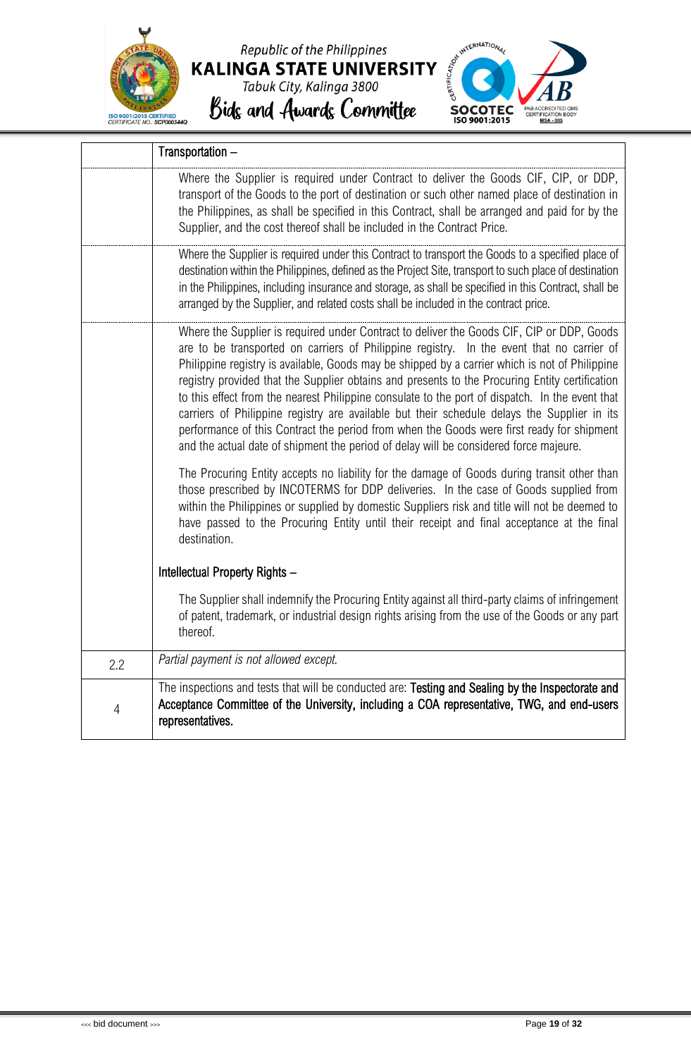| | |
|---|---|
| | Transportation – |
| | Where the Supplier is required under Contract to deliver the Goods CIF, CIP, or DDP, transport of the Goods to the port of destination or such other named place of destination in the Philippines, as shall be specified in this Contract, shall be arranged and paid for by the Supplier, and the cost thereof shall be included in the Contract Price. |
| | Where the Supplier is required under this Contract to transport the Goods to a specified place of destination within the Philippines, defined as the Project Site, transport to such place of destination in the Philippines, including insurance and storage, as shall be specified in this Contract, shall be arranged by the Supplier, and related costs shall be included in the contract price. |
| | Where the Supplier is required under Contract to deliver the Goods CIF, CIP or DDP, Goods are to be transported on carriers of Philippine registry. In the event that no carrier of Philippine registry is available, Goods may be shipped by a carrier which is not of Philippine registry provided that the Supplier obtains and presents to the Procuring Entity certification to this effect from the nearest Philippine consulate to the port of dispatch. In the event that carriers of Philippine registry are available but their schedule delays the Supplier in its performance of this Contract the period from when the Goods were first ready for shipment and the actual date of shipment the period of delay will be considered force majeure.<br><br>The Procuring Entity accepts no liability for the damage of Goods during transit other than those prescribed by INCOTERMS for DDP deliveries. In the case of Goods supplied from within the Philippines or supplied by domestic Suppliers risk and title will not be deemed to have passed to the Procuring Entity until their receipt and final acceptance at the final destination.<br><br>Intellectual Property Rights –<br><br>The Supplier shall indemnify the Procuring Entity against all third-party claims of infringement of patent, trademark, or industrial design rights arising from the use of the Goods or any part thereof. |
| 2.2 | *Partial payment is not allowed except.* |
| 4 | The inspections and tests that will be conducted are: **Testing and Sealing by the Inspectorate and Acceptance Committee of the University, including a COA representative, TWG, and end-users representatives.** |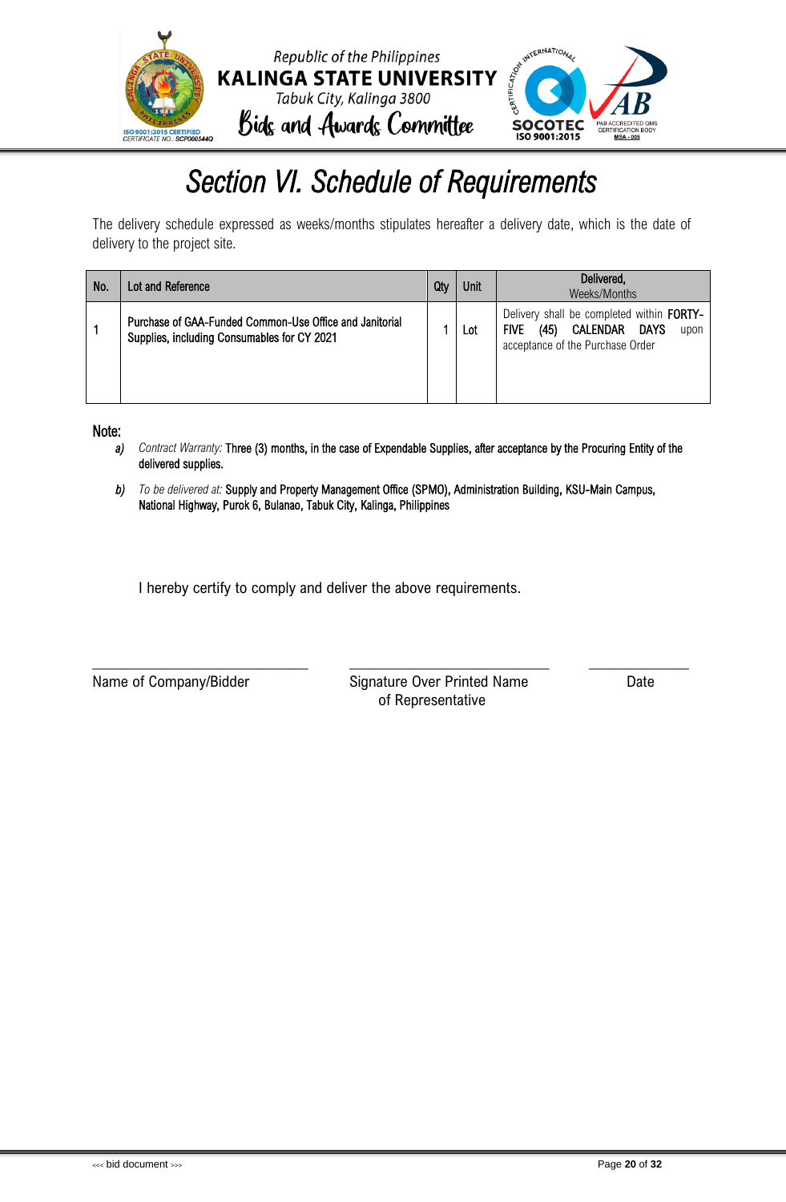# *Section VI. Schedule of Requirements*

The delivery schedule expressed as weeks/months stipulates hereafter a delivery date, which is the date of delivery to the project site.

| No. | Lot and Reference | Qty | Unit | Delivered, Weeks/Months |
|---|---|---|---|---|
| 1 | Purchase of GAA-Funded Common-Use Office and Janitorial Supplies, including Consumables for CY 2021 | 1 | Lot | Delivery shall be completed within **FORTY-FIVE (45) CALENDAR DAYS** upon acceptance of the Purchase Order |

Note:

a) *Contract Warranty:* Three (3) months, in the case of Expendable Supplies, after acceptance by the Procuring Entity of the delivered supplies.

b) *To be delivered at:* Supply and Property Management Office (SPMO), Administration Building, KSU-Main Campus, National Highway, Purok 6, Bulanao, Tabuk City, Kalinga, Philippines

I hereby certify to comply and deliver the above requirements.

_____________________________ _____________________________ ______________

Name of Company/Bidder — Signature Over Printed Name of Representative — Date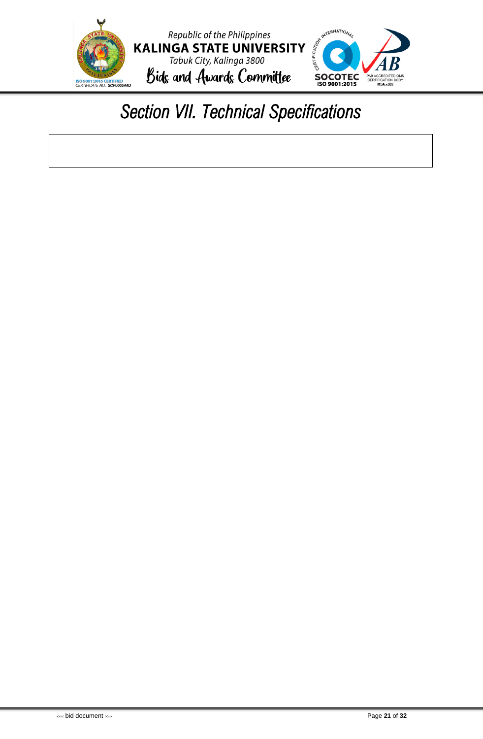# Section VII. Technical Specifications

| |
|---|
| |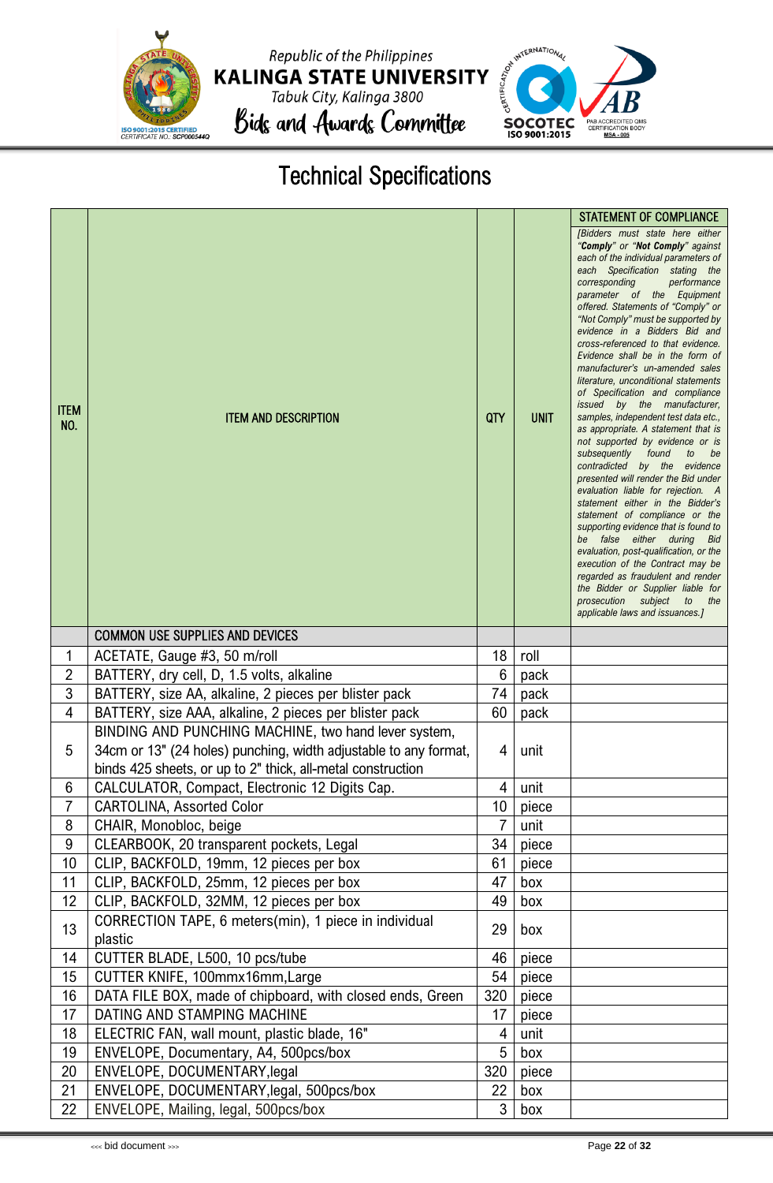Republic of the Philippines
**KALINGA STATE UNIVERSITY**
Tabuk City, Kalinga 3800
Bids and Awards Committee

# Technical Specifications

| ITEM NO. | ITEM AND DESCRIPTION | QTY | UNIT | STATEMENT OF COMPLIANCE<br>*[Bidders must state here either "**Comply**" or "**Not Comply**" against each of the individual parameters of each Specification stating the corresponding performance parameter of the Equipment offered. Statements of "Comply" or "Not Comply" must be supported by evidence in a Bidders Bid and cross-referenced to that evidence. Evidence shall be in the form of manufacturer's un-amended sales literature, unconditional statements of Specification and compliance issued by the manufacturer, samples, independent test data etc., as appropriate. A statement that is not supported by evidence or is subsequently found to be contradicted by the evidence presented will render the Bid under evaluation liable for rejection. A statement either in the Bidder's statement of compliance or the supporting evidence that is found to be false either during Bid evaluation, post-qualification, or the execution of the Contract may be regarded as fraudulent and render the Bidder or Supplier liable for prosecution subject to the applicable laws and issuances.]* |
|---|---|---|---|---|
| | COMMON USE SUPPLIES AND DEVICES | | | |
| 1 | ACETATE, Gauge #3, 50 m/roll | 18 | roll | |
| 2 | BATTERY, dry cell, D, 1.5 volts, alkaline | 6 | pack | |
| 3 | BATTERY, size AA, alkaline, 2 pieces per blister pack | 74 | pack | |
| 4 | BATTERY, size AAA, alkaline, 2 pieces per blister pack | 60 | pack | |
| 5 | BINDING AND PUNCHING MACHINE, two hand lever system, 34cm or 13" (24 holes) punching, width adjustable to any format, binds 425 sheets, or up to 2" thick, all-metal construction | 4 | unit | |
| 6 | CALCULATOR, Compact, Electronic 12 Digits Cap. | 4 | unit | |
| 7 | CARTOLINA, Assorted Color | 10 | piece | |
| 8 | CHAIR, Monobloc, beige | 7 | unit | |
| 9 | CLEARBOOK, 20 transparent pockets, Legal | 34 | piece | |
| 10 | CLIP, BACKFOLD, 19mm, 12 pieces per box | 61 | piece | |
| 11 | CLIP, BACKFOLD, 25mm, 12 pieces per box | 47 | box | |
| 12 | CLIP, BACKFOLD, 32MM, 12 pieces per box | 49 | box | |
| 13 | CORRECTION TAPE, 6 meters(min), 1 piece in individual plastic | 29 | box | |
| 14 | CUTTER BLADE, L500, 10 pcs/tube | 46 | piece | |
| 15 | CUTTER KNIFE, 100mmx16mm,Large | 54 | piece | |
| 16 | DATA FILE BOX, made of chipboard, with closed ends, Green | 320 | piece | |
| 17 | DATING AND STAMPING MACHINE | 17 | piece | |
| 18 | ELECTRIC FAN, wall mount, plastic blade, 16" | 4 | unit | |
| 19 | ENVELOPE, Documentary, A4, 500pcs/box | 5 | box | |
| 20 | ENVELOPE, DOCUMENTARY,legal | 320 | piece | |
| 21 | ENVELOPE, DOCUMENTARY,legal, 500pcs/box | 22 | box | |
| 22 | ENVELOPE, Mailing, legal, 500pcs/box | 3 | box | |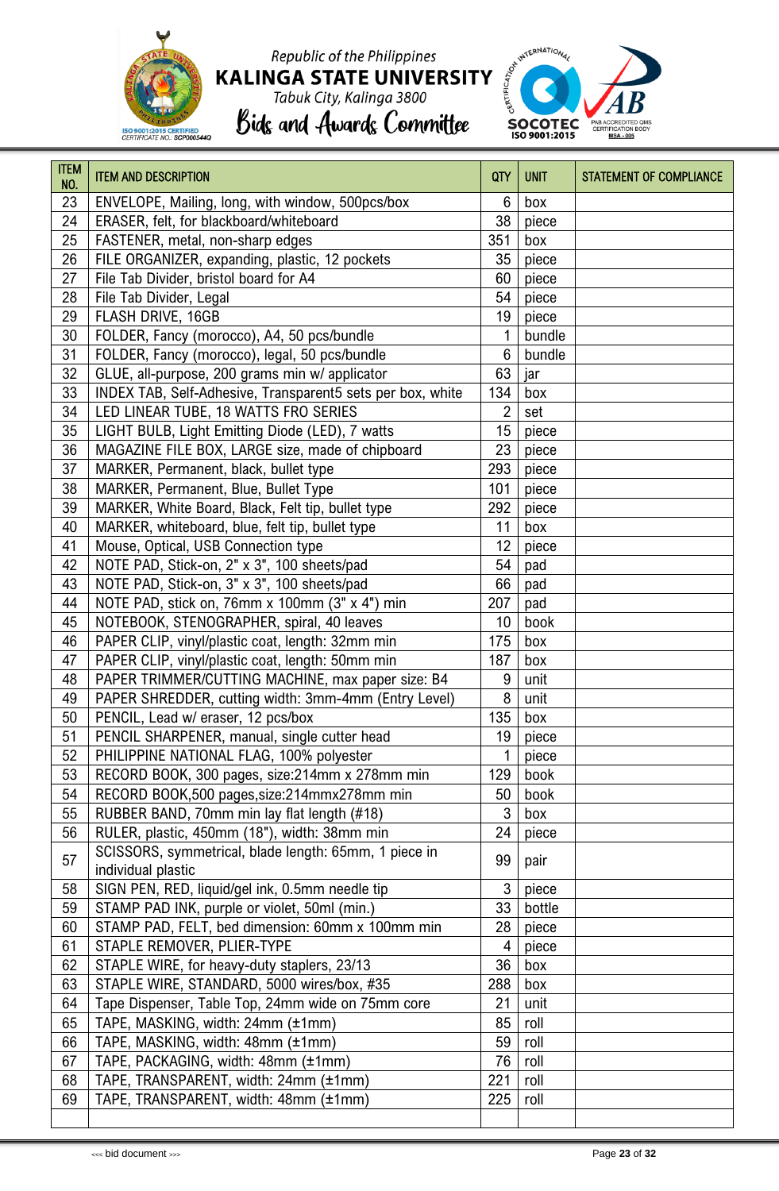| ITEM NO. | ITEM AND DESCRIPTION | QTY | UNIT | STATEMENT OF COMPLIANCE |
|---|---|---|---|---|
| 23 | ENVELOPE, Mailing, long, with window, 500pcs/box | 6 | box | |
| 24 | ERASER, felt, for blackboard/whiteboard | 38 | piece | |
| 25 | FASTENER, metal, non-sharp edges | 351 | box | |
| 26 | FILE ORGANIZER, expanding, plastic, 12 pockets | 35 | piece | |
| 27 | File Tab Divider, bristol board for A4 | 60 | piece | |
| 28 | File Tab Divider, Legal | 54 | piece | |
| 29 | FLASH DRIVE, 16GB | 19 | piece | |
| 30 | FOLDER, Fancy (morocco), A4, 50 pcs/bundle | 1 | bundle | |
| 31 | FOLDER, Fancy (morocco), legal, 50 pcs/bundle | 6 | bundle | |
| 32 | GLUE, all-purpose, 200 grams min w/ applicator | 63 | jar | |
| 33 | INDEX TAB, Self-Adhesive, Transparent5 sets per box, white | 134 | box | |
| 34 | LED LINEAR TUBE, 18 WATTS FRO SERIES | 2 | set | |
| 35 | LIGHT BULB, Light Emitting Diode (LED), 7 watts | 15 | piece | |
| 36 | MAGAZINE FILE BOX, LARGE size, made of chipboard | 23 | piece | |
| 37 | MARKER, Permanent, black, bullet type | 293 | piece | |
| 38 | MARKER, Permanent, Blue, Bullet Type | 101 | piece | |
| 39 | MARKER, White Board, Black, Felt tip, bullet type | 292 | piece | |
| 40 | MARKER, whiteboard, blue, felt tip, bullet type | 11 | box | |
| 41 | Mouse, Optical, USB Connection type | 12 | piece | |
| 42 | NOTE PAD, Stick-on, 2" x 3", 100 sheets/pad | 54 | pad | |
| 43 | NOTE PAD, Stick-on, 3" x 3", 100 sheets/pad | 66 | pad | |
| 44 | NOTE PAD, stick on, 76mm x 100mm (3" x 4") min | 207 | pad | |
| 45 | NOTEBOOK, STENOGRAPHER, spiral, 40 leaves | 10 | book | |
| 46 | PAPER CLIP, vinyl/plastic coat, length: 32mm min | 175 | box | |
| 47 | PAPER CLIP, vinyl/plastic coat, length: 50mm min | 187 | box | |
| 48 | PAPER TRIMMER/CUTTING MACHINE, max paper size: B4 | 9 | unit | |
| 49 | PAPER SHREDDER, cutting width: 3mm-4mm (Entry Level) | 8 | unit | |
| 50 | PENCIL, Lead w/ eraser, 12 pcs/box | 135 | box | |
| 51 | PENCIL SHARPENER, manual, single cutter head | 19 | piece | |
| 52 | PHILIPPINE NATIONAL FLAG, 100% polyester | 1 | piece | |
| 53 | RECORD BOOK, 300 pages, size:214mm x 278mm min | 129 | book | |
| 54 | RECORD BOOK,500 pages,size:214mmx278mm min | 50 | book | |
| 55 | RUBBER BAND, 70mm min lay flat length (#18) | 3 | box | |
| 56 | RULER, plastic, 450mm (18"), width: 38mm min | 24 | piece | |
| 57 | SCISSORS, symmetrical, blade length: 65mm, 1 piece in individual plastic | 99 | pair | |
| 58 | SIGN PEN, RED, liquid/gel ink, 0.5mm needle tip | 3 | piece | |
| 59 | STAMP PAD INK, purple or violet, 50ml (min.) | 33 | bottle | |
| 60 | STAMP PAD, FELT, bed dimension: 60mm x 100mm min | 28 | piece | |
| 61 | STAPLE REMOVER, PLIER-TYPE | 4 | piece | |
| 62 | STAPLE WIRE, for heavy-duty staplers, 23/13 | 36 | box | |
| 63 | STAPLE WIRE, STANDARD, 5000 wires/box, #35 | 288 | box | |
| 64 | Tape Dispenser, Table Top, 24mm wide on 75mm core | 21 | unit | |
| 65 | TAPE, MASKING, width: 24mm (±1mm) | 85 | roll | |
| 66 | TAPE, MASKING, width: 48mm (±1mm) | 59 | roll | |
| 67 | TAPE, PACKAGING, width: 48mm (±1mm) | 76 | roll | |
| 68 | TAPE, TRANSPARENT, width: 24mm (±1mm) | 221 | roll | |
| 69 | TAPE, TRANSPARENT, width: 48mm (±1mm) | 225 | roll | |
| | | | | |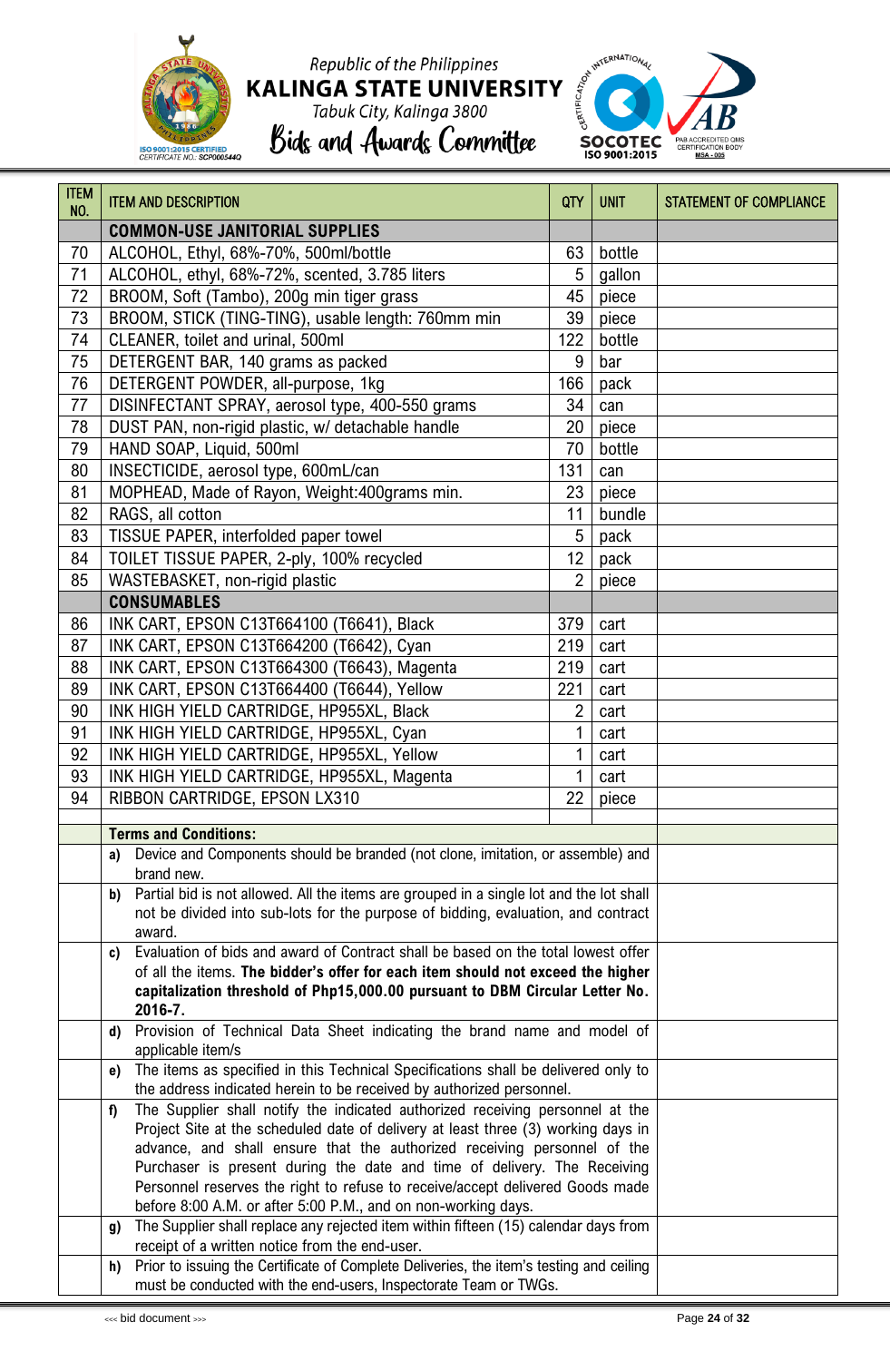| ITEM NO. | ITEM AND DESCRIPTION | QTY | UNIT | STATEMENT OF COMPLIANCE |
|---|---|---|---|---|
| | **COMMON-USE JANITORIAL SUPPLIES** | | | |
| 70 | ALCOHOL, Ethyl, 68%-70%, 500ml/bottle | 63 | bottle | |
| 71 | ALCOHOL, ethyl, 68%-72%, scented, 3.785 liters | 5 | gallon | |
| 72 | BROOM, Soft (Tambo), 200g min tiger grass | 45 | piece | |
| 73 | BROOM, STICK (TING-TING), usable length: 760mm min | 39 | piece | |
| 74 | CLEANER, toilet and urinal, 500ml | 122 | bottle | |
| 75 | DETERGENT BAR, 140 grams as packed | 9 | bar | |
| 76 | DETERGENT POWDER, all-purpose, 1kg | 166 | pack | |
| 77 | DISINFECTANT SPRAY, aerosol type, 400-550 grams | 34 | can | |
| 78 | DUST PAN, non-rigid plastic, w/ detachable handle | 20 | piece | |
| 79 | HAND SOAP, Liquid, 500ml | 70 | bottle | |
| 80 | INSECTICIDE, aerosol type, 600mL/can | 131 | can | |
| 81 | MOPHEAD, Made of Rayon, Weight:400grams min. | 23 | piece | |
| 82 | RAGS, all cotton | 11 | bundle | |
| 83 | TISSUE PAPER, interfolded paper towel | 5 | pack | |
| 84 | TOILET TISSUE PAPER, 2-ply, 100% recycled | 12 | pack | |
| 85 | WASTEBASKET, non-rigid plastic | 2 | piece | |
| | **CONSUMABLES** | | | |
| 86 | INK CART, EPSON C13T664100 (T6641), Black | 379 | cart | |
| 87 | INK CART, EPSON C13T664200 (T6642), Cyan | 219 | cart | |
| 88 | INK CART, EPSON C13T664300 (T6643), Magenta | 219 | cart | |
| 89 | INK CART, EPSON C13T664400 (T6644), Yellow | 221 | cart | |
| 90 | INK HIGH YIELD CARTRIDGE, HP955XL, Black | 2 | cart | |
| 91 | INK HIGH YIELD CARTRIDGE, HP955XL, Cyan | 1 | cart | |
| 92 | INK HIGH YIELD CARTRIDGE, HP955XL, Yellow | 1 | cart | |
| 93 | INK HIGH YIELD CARTRIDGE, HP955XL, Magenta | 1 | cart | |
| 94 | RIBBON CARTRIDGE, EPSON LX310 | 22 | piece | |
| | | | | |
| | **Terms and Conditions:** | | | |
| | **a)** Device and Components should be branded (not clone, imitation, or assemble) and brand new. | | | |
| | **b)** Partial bid is not allowed. All the items are grouped in a single lot and the lot shall not be divided into sub-lots for the purpose of bidding, evaluation, and contract award. | | | |
| | **c)** Evaluation of bids and award of Contract shall be based on the total lowest offer of all the items. **The bidder's offer for each item should not exceed the higher capitalization threshold of Php15,000.00 pursuant to DBM Circular Letter No. 2016-7.** | | | |
| | **d)** Provision of Technical Data Sheet indicating the brand name and model of applicable item/s | | | |
| | **e)** The items as specified in this Technical Specifications shall be delivered only to the address indicated herein to be received by authorized personnel. | | | |
| | **f)** The Supplier shall notify the indicated authorized receiving personnel at the Project Site at the scheduled date of delivery at least three (3) working days in advance, and shall ensure that the authorized receiving personnel of the Purchaser is present during the date and time of delivery. The Receiving Personnel reserves the right to refuse to receive/accept delivered Goods made before 8:00 A.M. or after 5:00 P.M., and on non-working days. | | | |
| | **g)** The Supplier shall replace any rejected item within fifteen (15) calendar days from receipt of a written notice from the end-user. | | | |
| | **h)** Prior to issuing the Certificate of Complete Deliveries, the item's testing and ceiling must be conducted with the end-users, Inspectorate Team or TWGs. | | | |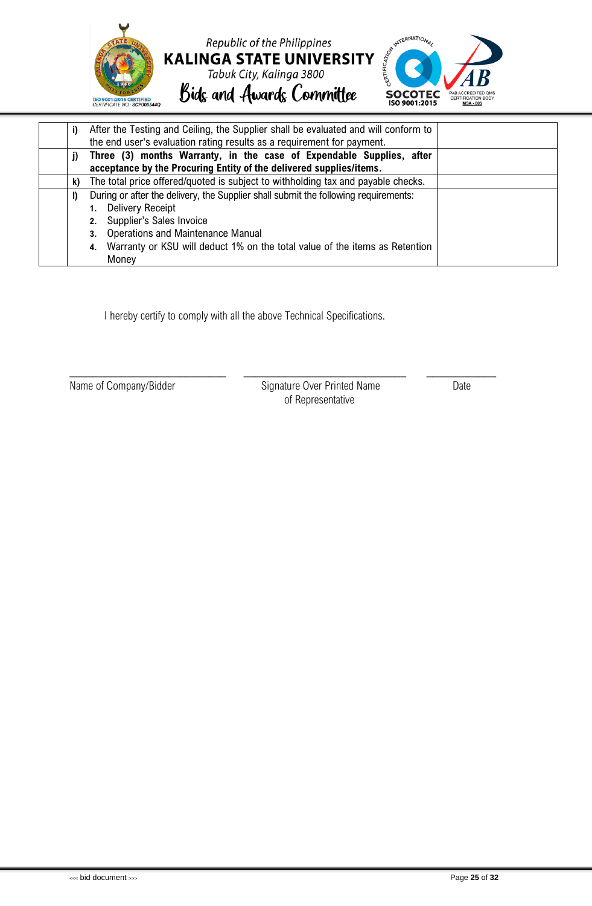|  |  |  |
|---|---|---|
|  | **i)** After the Testing and Ceiling, the Supplier shall be evaluated and will conform to the end user's evaluation rating results as a requirement for payment. |  |
|  | **j) Three (3) months Warranty, in the case of Expendable Supplies, after acceptance by the Procuring Entity of the delivered supplies/items.** |  |
|  | **k)** The total price offered/quoted is subject to withholding tax and payable checks. |  |
|  | **l)** During or after the delivery, the Supplier shall submit the following requirements:<br>**1.** Delivery Receipt<br>**2.** Supplier's Sales Invoice<br>**3.** Operations and Maintenance Manual<br>**4.** Warranty or KSU will deduct 1% on the total value of the items as Retention Money |  |

I hereby certify to comply with all the above Technical Specifications.

| \_\_\_\_\_\_\_\_\_\_\_\_\_\_\_\_\_\_\_\_\_\_\_\_ | \_\_\_\_\_\_\_\_\_\_\_\_\_\_\_\_\_\_\_\_\_\_\_\_ | \_\_\_\_\_\_\_\_\_\_\_\_ |
|---|---|---|
| Name of Company/Bidder | Signature Over Printed Name of Representative | Date |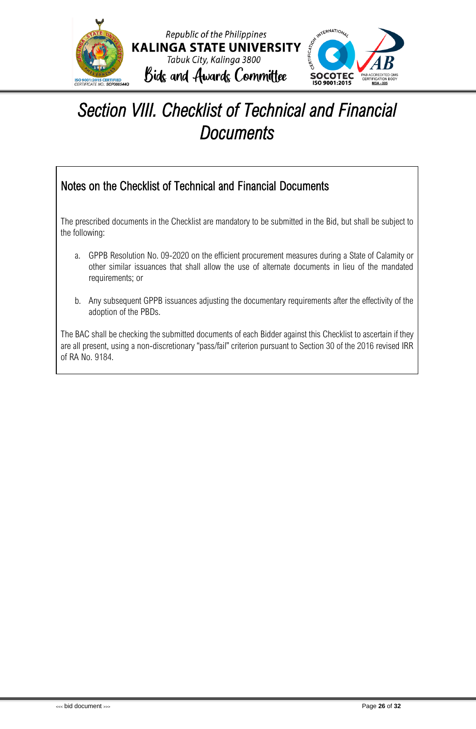# Section VIII. Checklist of Technical and Financial Documents

## Notes on the Checklist of Technical and Financial Documents

The prescribed documents in the Checklist are mandatory to be submitted in the Bid, but shall be subject to the following:

a. GPPB Resolution No. 09-2020 on the efficient procurement measures during a State of Calamity or other similar issuances that shall allow the use of alternate documents in lieu of the mandated requirements; or

b. Any subsequent GPPB issuances adjusting the documentary requirements after the effectivity of the adoption of the PBDs.

The BAC shall be checking the submitted documents of each Bidder against this Checklist to ascertain if they are all present, using a non-discretionary "pass/fail" criterion pursuant to Section 30 of the 2016 revised IRR of RA No. 9184.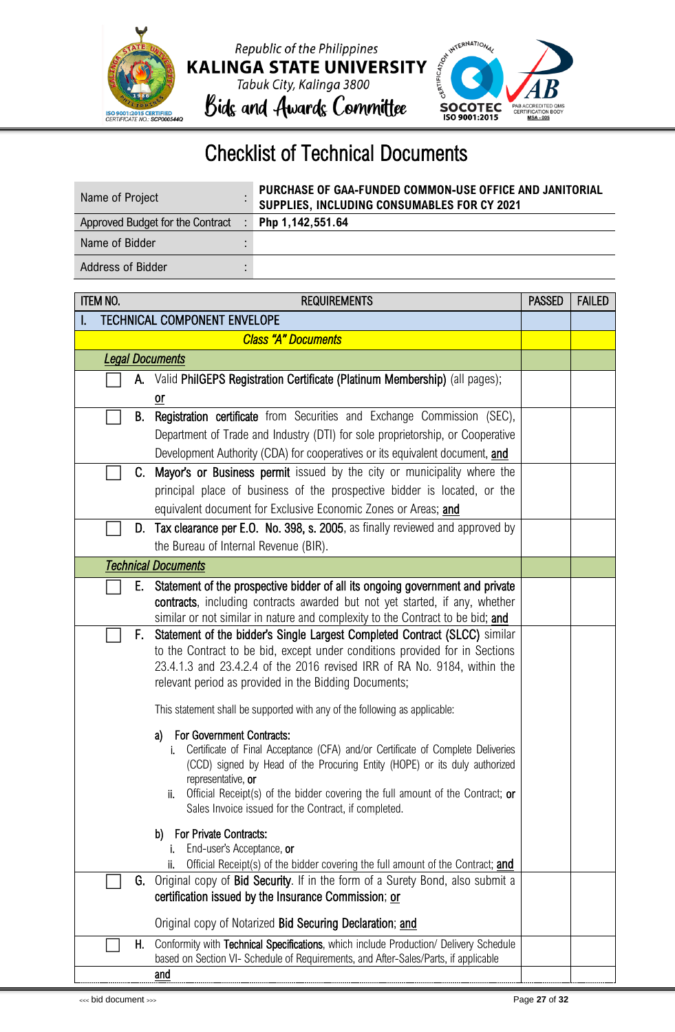# Checklist of Technical Documents

| | | |
|---|---|---|
| Name of Project | : | **PURCHASE OF GAA-FUNDED COMMON-USE OFFICE AND JANITORIAL SUPPLIES, INCLUDING CONSUMABLES FOR CY 2021** |
| Approved Budget for the Contract | : | **Php 1,142,551.64** |
| Name of Bidder | : | |
| Address of Bidder | : | |

| ITEM NO. | REQUIREMENTS | PASSED | FAILED |
|---|---|---|---|
| I. | TECHNICAL COMPONENT ENVELOPE | | |
| | *Class "A" Documents* | | |
| | ***Legal Documents*** | | |
| ☐ A. | Valid **PhilGEPS Registration Certificate (Platinum Membership)** (all pages); **or** | | |
| ☐ B. | **Registration certificate** from Securities and Exchange Commission (SEC), Department of Trade and Industry (DTI) for sole proprietorship, or Cooperative Development Authority (CDA) for cooperatives or its equivalent document, **and** | | |
| ☐ C. | **Mayor's or Business permit** issued by the city or municipality where the principal place of business of the prospective bidder is located, or the equivalent document for Exclusive Economic Zones or Areas; **and** | | |
| ☐ D. | **Tax clearance per E.O. No. 398, s. 2005**, as finally reviewed and approved by the Bureau of Internal Revenue (BIR). | | |
| | ***Technical Documents*** | | |
| ☐ E. | **Statement of the prospective bidder of all its ongoing government and private contracts**, including contracts awarded but not yet started, if any, whether similar or not similar in nature and complexity to the Contract to be bid; **and** | | |
| ☐ F. | **Statement of the bidder's Single Largest Completed Contract (SLCC)** similar to the Contract to be bid, except under conditions provided for in Sections 23.4.1.3 and 23.4.2.4 of the 2016 revised IRR of RA No. 9184, within the relevant period as provided in the Bidding Documents;<br><br>This statement shall be supported with any of the following as applicable:<br><br>a) **For Government Contracts:**<br>i. Certificate of Final Acceptance (CFA) and/or Certificate of Complete Deliveries (CCD) signed by Head of the Procuring Entity (HOPE) or its duly authorized representative, **or**<br>ii. Official Receipt(s) of the bidder covering the full amount of the Contract; **or** Sales Invoice issued for the Contract, if completed.<br><br>b) **For Private Contracts:**<br>i. End-user's Acceptance, **or**<br>ii. Official Receipt(s) of the bidder covering the full amount of the Contract; **and** | | |
| ☐ G. | Original copy of **Bid Security**. If in the form of a Surety Bond, also submit a **certification issued by the Insurance Commission**; **or**<br><br>Original copy of Notarized **Bid Securing Declaration**; **and** | | |
| ☐ H. | Conformity with **Technical Specifications**, which include Production/ Delivery Schedule based on Section VI- Schedule of Requirements, and After-Sales/Parts, if applicable<br>**and** | | |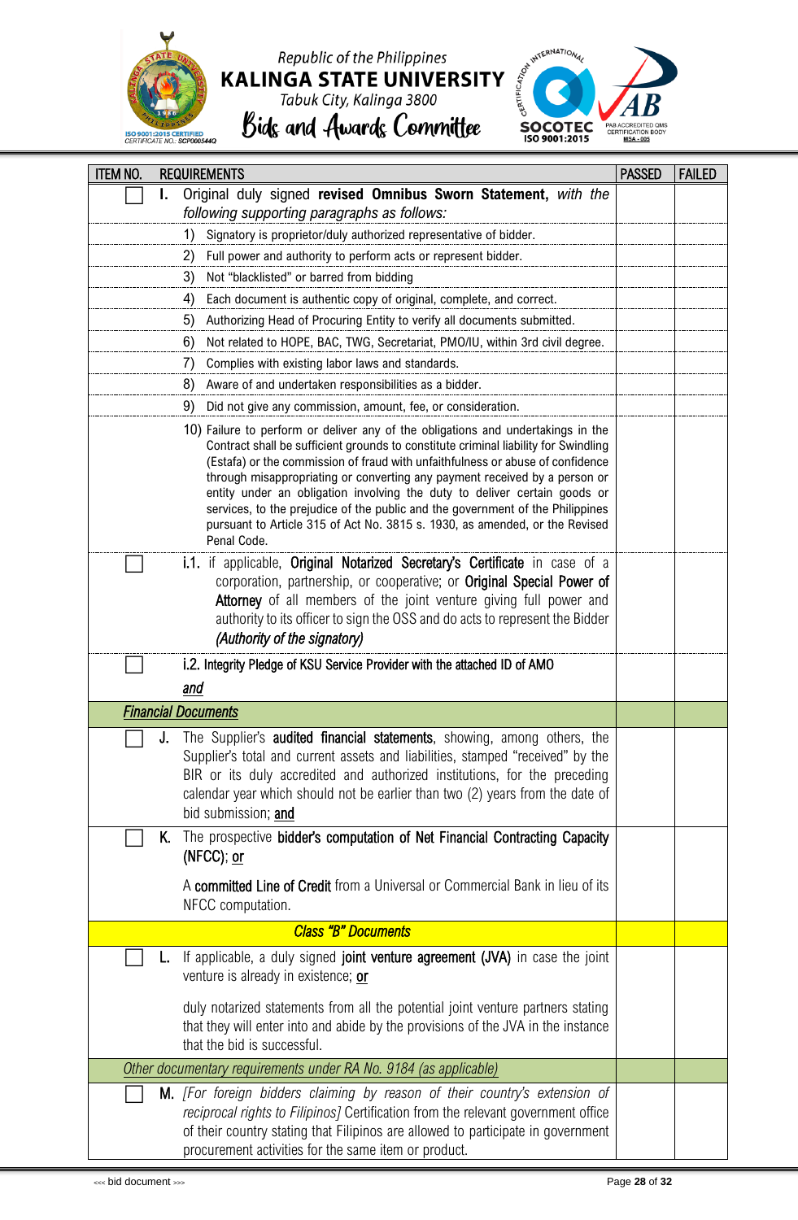| ITEM NO. | REQUIREMENTS | PASSED | FAILED |
|---|---|---|---|
| ☐ | **I.** Original duly signed **revised Omnibus Sworn Statement,** *with the following supporting paragraphs as follows:* | | |
| | 1) Signatory is proprietor/duly authorized representative of bidder. | | |
| | 2) Full power and authority to perform acts or represent bidder. | | |
| | 3) Not "blacklisted" or barred from bidding | | |
| | 4) Each document is authentic copy of original, complete, and correct. | | |
| | 5) Authorizing Head of Procuring Entity to verify all documents submitted. | | |
| | 6) Not related to HOPE, BAC, TWG, Secretariat, PMO/IU, within 3rd civil degree. | | |
| | 7) Complies with existing labor laws and standards. | | |
| | 8) Aware of and undertaken responsibilities as a bidder. | | |
| | 9) Did not give any commission, amount, fee, or consideration. | | |
| | 10) Failure to perform or deliver any of the obligations and undertakings in the Contract shall be sufficient grounds to constitute criminal liability for Swindling (Estafa) or the commission of fraud with unfaithfulness or abuse of confidence through misappropriating or converting any payment received by a person or entity under an obligation involving the duty to deliver certain goods or services, to the prejudice of the public and the government of the Philippines pursuant to Article 315 of Act No. 3815 s. 1930, as amended, or the Revised Penal Code. | | |
| ☐ | **i.1.** if applicable, **Original Notarized Secretary's Certificate** in case of a corporation, partnership, or cooperative; or **Original Special Power of Attorney** of all members of the joint venture giving full power and authority to its officer to sign the OSS and do acts to represent the Bidder *(Authority of the signatory)* | | |
| ☐ | **i.2. Integrity Pledge of KSU Service Provider with the attached ID of AMO** <br> ***and*** | | |
| ***Financial Documents*** | | | |
| ☐ | **J.** The Supplier's **audited financial statements**, showing, among others, the Supplier's total and current assets and liabilities, stamped "received" by the BIR or its duly accredited and authorized institutions, for the preceding calendar year which should not be earlier than two (2) years from the date of bid submission; **and** | | |
| ☐ | **K.** The prospective **bidder's computation of Net Financial Contracting Capacity (NFCC)**; **or** <br> A **committed Line of Credit** from a Universal or Commercial Bank in lieu of its NFCC computation. | | |
| | ***Class "B" Documents*** | | |
| ☐ | **L.** If applicable, a duly signed **joint venture agreement (JVA)** in case the joint venture is already in existence; **or** <br> duly notarized statements from all the potential joint venture partners stating that they will enter into and abide by the provisions of the JVA in the instance that the bid is successful. | | |
| *Other documentary requirements under RA No. 9184 (as applicable)* | | | |
| ☐ | **M.** *[For foreign bidders claiming by reason of their country's extension of reciprocal rights to Filipinos]* Certification from the relevant government office of their country stating that Filipinos are allowed to participate in government procurement activities for the same item or product. | | |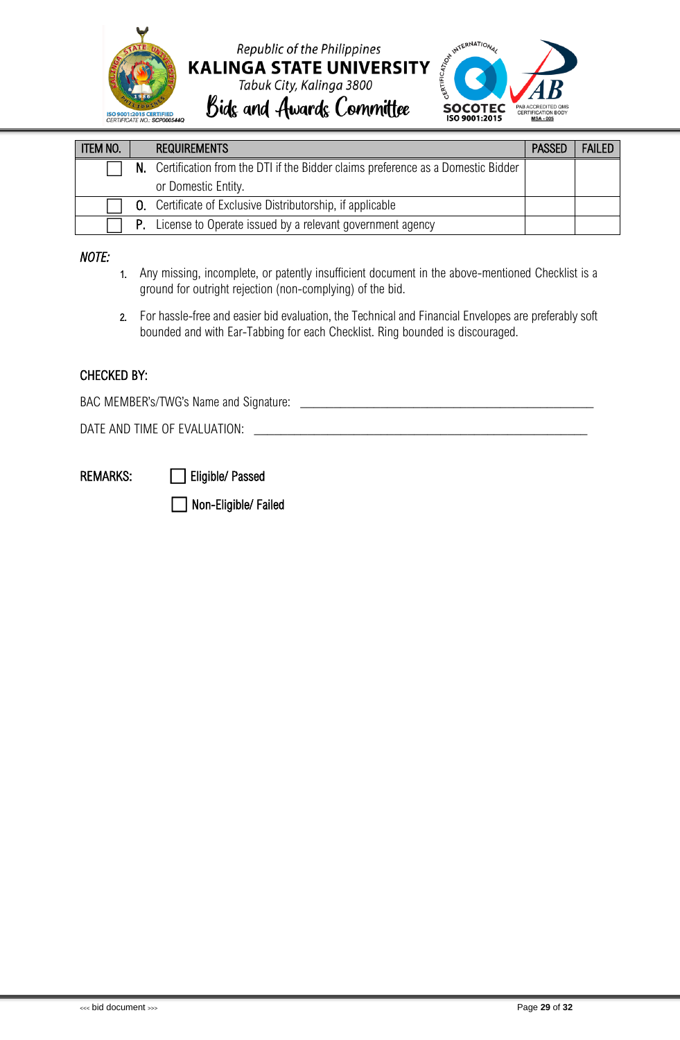| ITEM NO. | REQUIREMENTS | PASSED | FAILED |
|---|---|---|---|
| ☐ | **N.** Certification from the DTI if the Bidder claims preference as a Domestic Bidder or Domestic Entity. | | |
| ☐ | **O.** Certificate of Exclusive Distributorship, if applicable | | |
| ☐ | **P.** License to Operate issued by a relevant government agency | | |

*NOTE:*

1. Any missing, incomplete, or patently insufficient document in the above-mentioned Checklist is a ground for outright rejection (non-complying) of the bid.
2. For hassle-free and easier bid evaluation, the Technical and Financial Envelopes are preferably soft bounded and with Ear-Tabbing for each Checklist. Ring bounded is discouraged.

CHECKED BY:

BAC MEMBER's/TWG's Name and Signature: ______________________________________________

DATE AND TIME OF EVALUATION: ______________________________________________________

REMARKS:

☐ Eligible/ Passed

☐ Non-Eligible/ Failed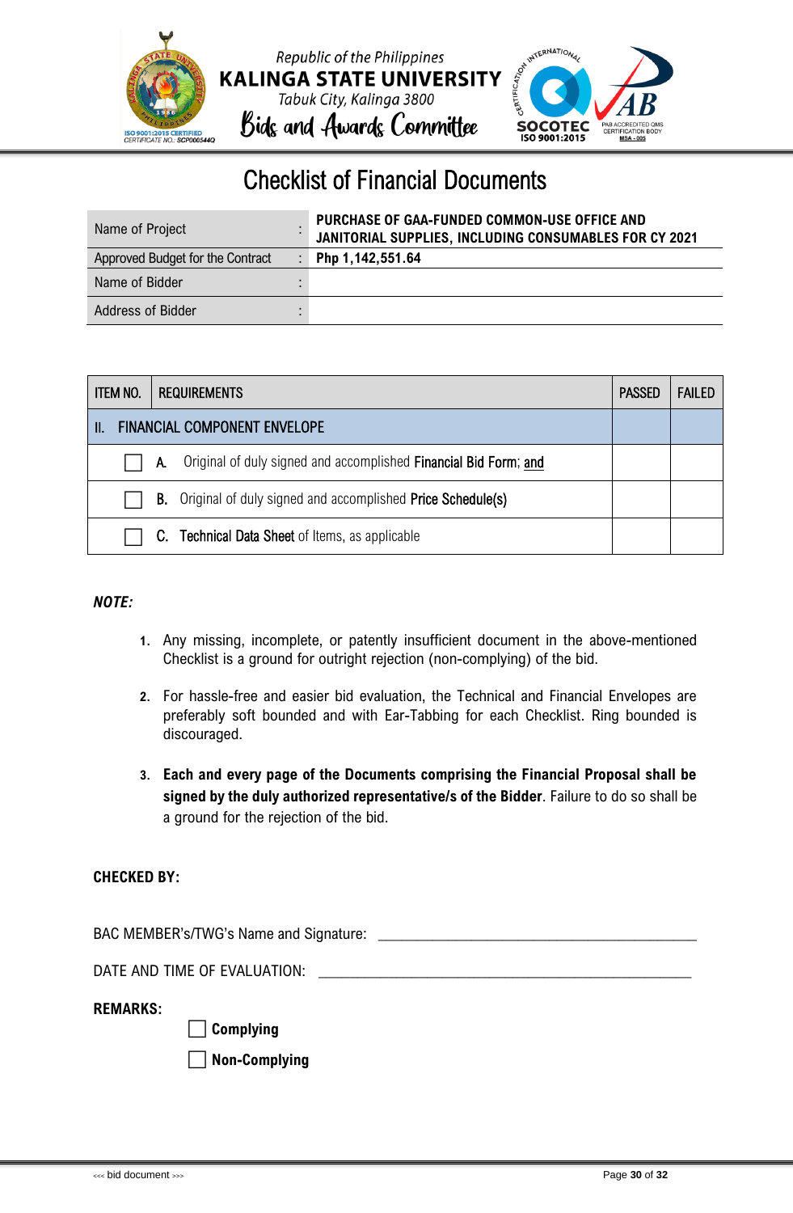Republic of the Philippines
**KALINGA STATE UNIVERSITY**
*Tabuk City, Kalinga 3800*
Bids and Awards Committee

# Checklist of Financial Documents

| | | |
|---|---|---|
| Name of Project | : | **PURCHASE OF GAA-FUNDED COMMON-USE OFFICE AND JANITORIAL SUPPLIES, INCLUDING CONSUMABLES FOR CY 2021** |
| Approved Budget for the Contract | : | **Php 1,142,551.64** |
| Name of Bidder | : | |
| Address of Bidder | : | |

| ITEM NO. | REQUIREMENTS | PASSED | FAILED |
|---|---|---|---|
| II. | FINANCIAL COMPONENT ENVELOPE | | |
| ☐ | A. Original of duly signed and accomplished **Financial Bid Form**; and | | |
| ☐ | **B.** Original of duly signed and accomplished **Price Schedule(s)** | | |
| ☐ | **C. Technical Data Sheet** of Items, as applicable | | |

***NOTE:***

1. Any missing, incomplete, or patently insufficient document in the above-mentioned Checklist is a ground for outright rejection (non-complying) of the bid.

2. For hassle-free and easier bid evaluation, the Technical and Financial Envelopes are preferably soft bounded and with Ear-Tabbing for each Checklist. Ring bounded is discouraged.

3. **Each and every page of the Documents comprising the Financial Proposal shall be signed by the duly authorized representative/s of the Bidder**. Failure to do so shall be a ground for the rejection of the bid.

**CHECKED BY:**

BAC MEMBER's/TWG's Name and Signature: ______________________________

DATE AND TIME OF EVALUATION: ______________________________

**REMARKS:**

☐ **Complying**

☐ **Non-Complying**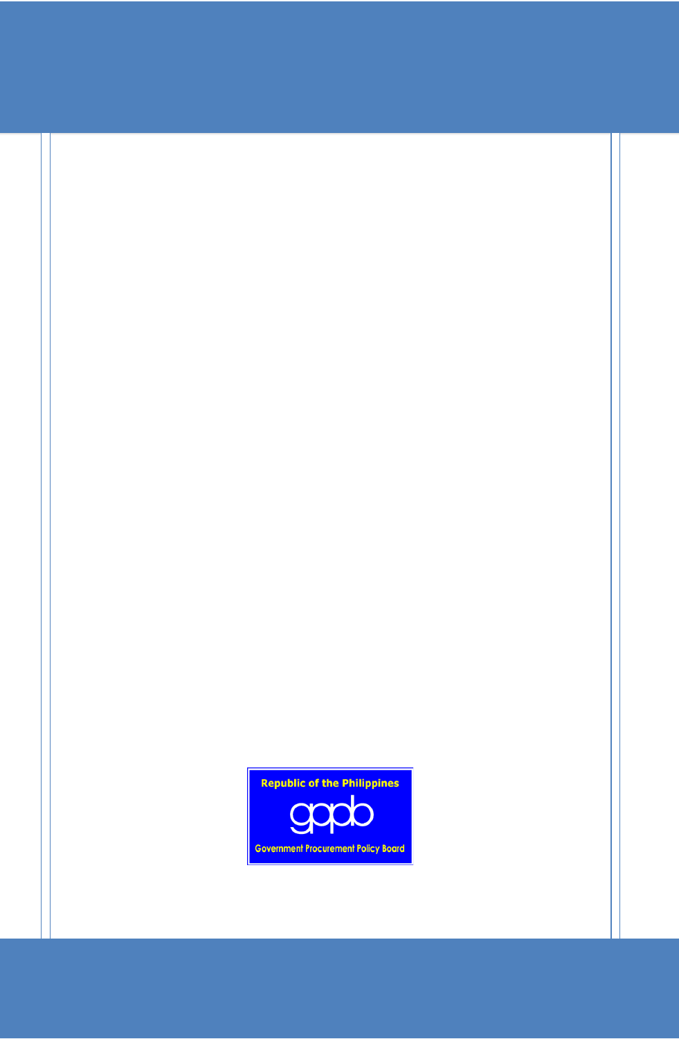Republic of the Philippines

gppb

Government Procurement Policy Board